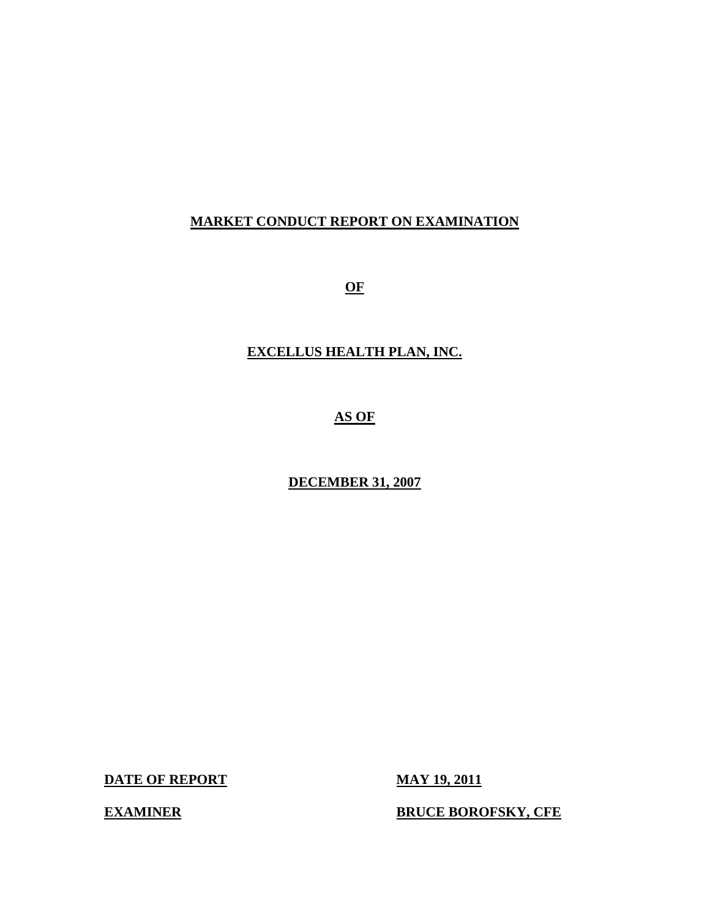# MARKET CONDUCT REPORT ON EXAMINATION

# OF

# EXCELLUS HEALTH PLAN, INC.

# AS OF

# DECEMBER 31, 2007

**DATE OF REPORT** **MAY 19, 2011**

**EXAMINER** **BRUCE BOROFSKY, CFE**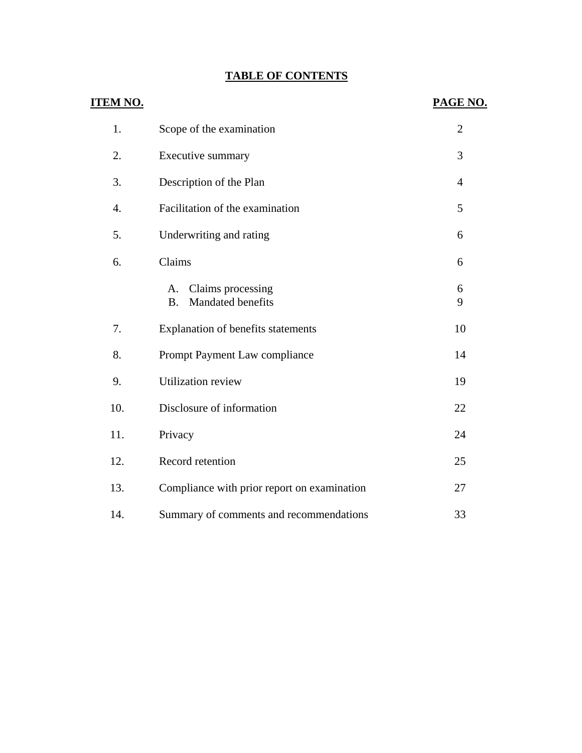# TABLE OF CONTENTS

| ITEM NO. | | PAGE NO. |
|---|---|---|
| 1. | Scope of the examination | 2 |
| 2. | Executive summary | 3 |
| 3. | Description of the Plan | 4 |
| 4. | Facilitation of the examination | 5 |
| 5. | Underwriting and rating | 6 |
| 6. | Claims | 6 |
| | A. Claims processing | 6 |
| | B. Mandated benefits | 9 |
| 7. | Explanation of benefits statements | 10 |
| 8. | Prompt Payment Law compliance | 14 |
| 9. | Utilization review | 19 |
| 10. | Disclosure of information | 22 |
| 11. | Privacy | 24 |
| 12. | Record retention | 25 |
| 13. | Compliance with prior report on examination | 27 |
| 14. | Summary of comments and recommendations | 33 |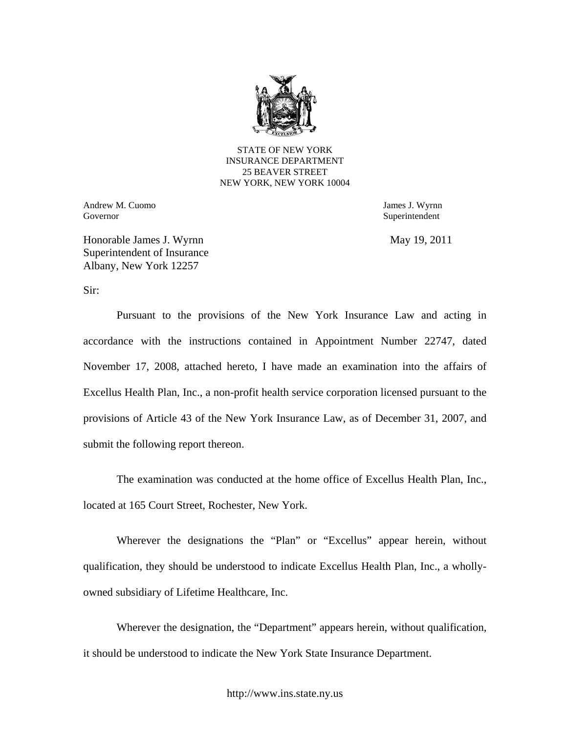STATE OF NEW YORK
INSURANCE DEPARTMENT
25 BEAVER STREET
NEW YORK, NEW YORK 10004

Andrew M. Cuomo
Governor

James J. Wyrnn
Superintendent

Honorable James J. Wyrnn
Superintendent of Insurance
Albany, New York 12257

May 19, 2011

Sir:

Pursuant to the provisions of the New York Insurance Law and acting in accordance with the instructions contained in Appointment Number 22747, dated November 17, 2008, attached hereto, I have made an examination into the affairs of Excellus Health Plan, Inc., a non-profit health service corporation licensed pursuant to the provisions of Article 43 of the New York Insurance Law, as of December 31, 2007, and submit the following report thereon.

The examination was conducted at the home office of Excellus Health Plan, Inc., located at 165 Court Street, Rochester, New York.

Wherever the designations the "Plan" or "Excellus" appear herein, without qualification, they should be understood to indicate Excellus Health Plan, Inc., a wholly-owned subsidiary of Lifetime Healthcare, Inc.

Wherever the designation, the "Department" appears herein, without qualification, it should be understood to indicate the New York State Insurance Department.

http://www.ins.state.ny.us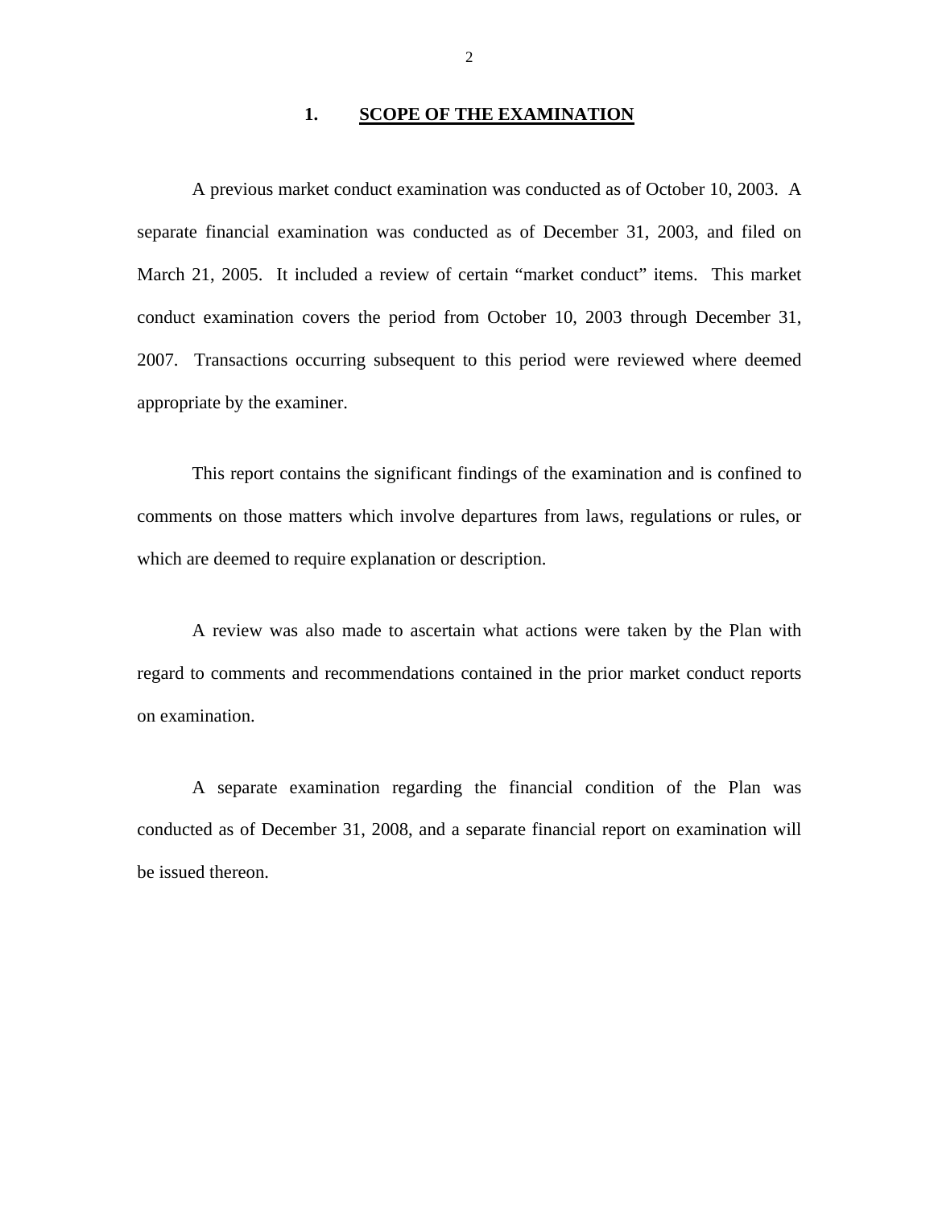## 1. SCOPE OF THE EXAMINATION

A previous market conduct examination was conducted as of October 10, 2003. A separate financial examination was conducted as of December 31, 2003, and filed on March 21, 2005. It included a review of certain "market conduct" items. This market conduct examination covers the period from October 10, 2003 through December 31, 2007. Transactions occurring subsequent to this period were reviewed where deemed appropriate by the examiner.

This report contains the significant findings of the examination and is confined to comments on those matters which involve departures from laws, regulations or rules, or which are deemed to require explanation or description.

A review was also made to ascertain what actions were taken by the Plan with regard to comments and recommendations contained in the prior market conduct reports on examination.

A separate examination regarding the financial condition of the Plan was conducted as of December 31, 2008, and a separate financial report on examination will be issued thereon.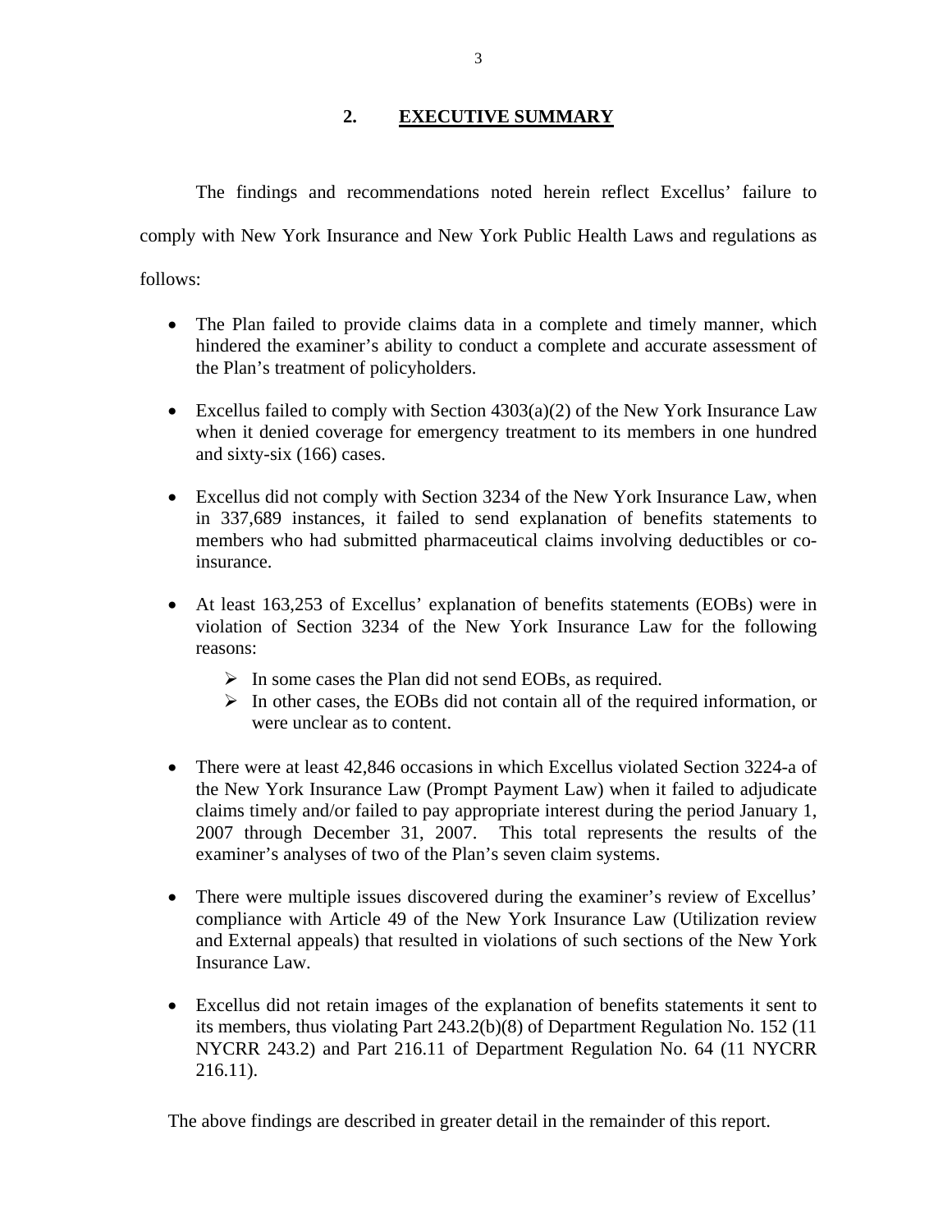## 2. EXECUTIVE SUMMARY

The findings and recommendations noted herein reflect Excellus' failure to comply with New York Insurance and New York Public Health Laws and regulations as follows:

- The Plan failed to provide claims data in a complete and timely manner, which hindered the examiner's ability to conduct a complete and accurate assessment of the Plan's treatment of policyholders.
- Excellus failed to comply with Section 4303(a)(2) of the New York Insurance Law when it denied coverage for emergency treatment to its members in one hundred and sixty-six (166) cases.
- Excellus did not comply with Section 3234 of the New York Insurance Law, when in 337,689 instances, it failed to send explanation of benefits statements to members who had submitted pharmaceutical claims involving deductibles or co-insurance.
- At least 163,253 of Excellus' explanation of benefits statements (EOBs) were in violation of Section 3234 of the New York Insurance Law for the following reasons:
  - In some cases the Plan did not send EOBs, as required.
  - In other cases, the EOBs did not contain all of the required information, or were unclear as to content.
- There were at least 42,846 occasions in which Excellus violated Section 3224-a of the New York Insurance Law (Prompt Payment Law) when it failed to adjudicate claims timely and/or failed to pay appropriate interest during the period January 1, 2007 through December 31, 2007. This total represents the results of the examiner's analyses of two of the Plan's seven claim systems.
- There were multiple issues discovered during the examiner's review of Excellus' compliance with Article 49 of the New York Insurance Law (Utilization review and External appeals) that resulted in violations of such sections of the New York Insurance Law.
- Excellus did not retain images of the explanation of benefits statements it sent to its members, thus violating Part 243.2(b)(8) of Department Regulation No. 152 (11 NYCRR 243.2) and Part 216.11 of Department Regulation No. 64 (11 NYCRR 216.11).

The above findings are described in greater detail in the remainder of this report.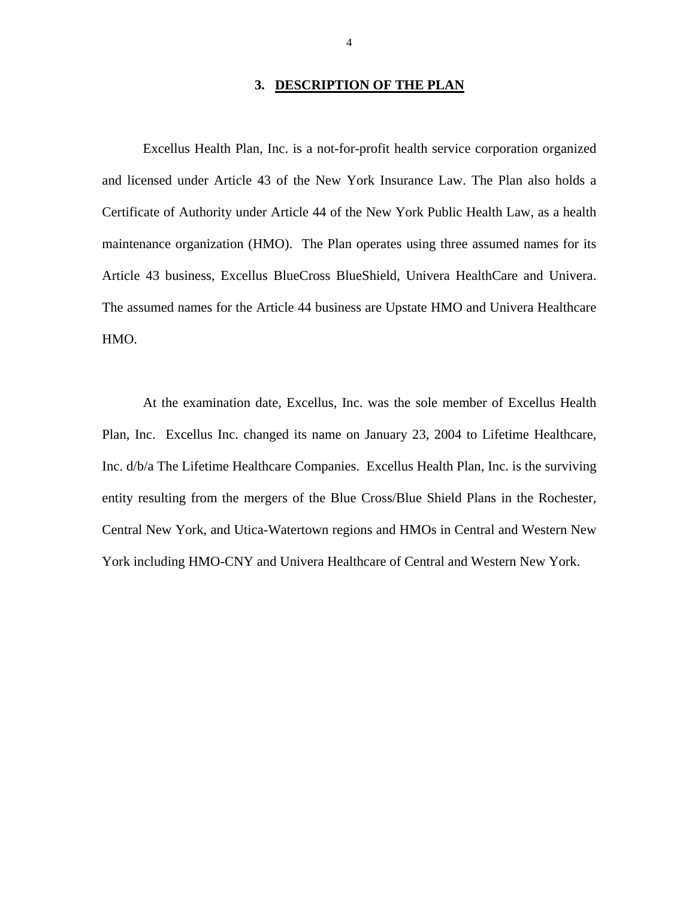## 3. DESCRIPTION OF THE PLAN

Excellus Health Plan, Inc. is a not-for-profit health service corporation organized and licensed under Article 43 of the New York Insurance Law. The Plan also holds a Certificate of Authority under Article 44 of the New York Public Health Law, as a health maintenance organization (HMO). The Plan operates using three assumed names for its Article 43 business, Excellus BlueCross BlueShield, Univera HealthCare and Univera. The assumed names for the Article 44 business are Upstate HMO and Univera Healthcare HMO.

At the examination date, Excellus, Inc. was the sole member of Excellus Health Plan, Inc. Excellus Inc. changed its name on January 23, 2004 to Lifetime Healthcare, Inc. d/b/a The Lifetime Healthcare Companies. Excellus Health Plan, Inc. is the surviving entity resulting from the mergers of the Blue Cross/Blue Shield Plans in the Rochester, Central New York, and Utica-Watertown regions and HMOs in Central and Western New York including HMO-CNY and Univera Healthcare of Central and Western New York.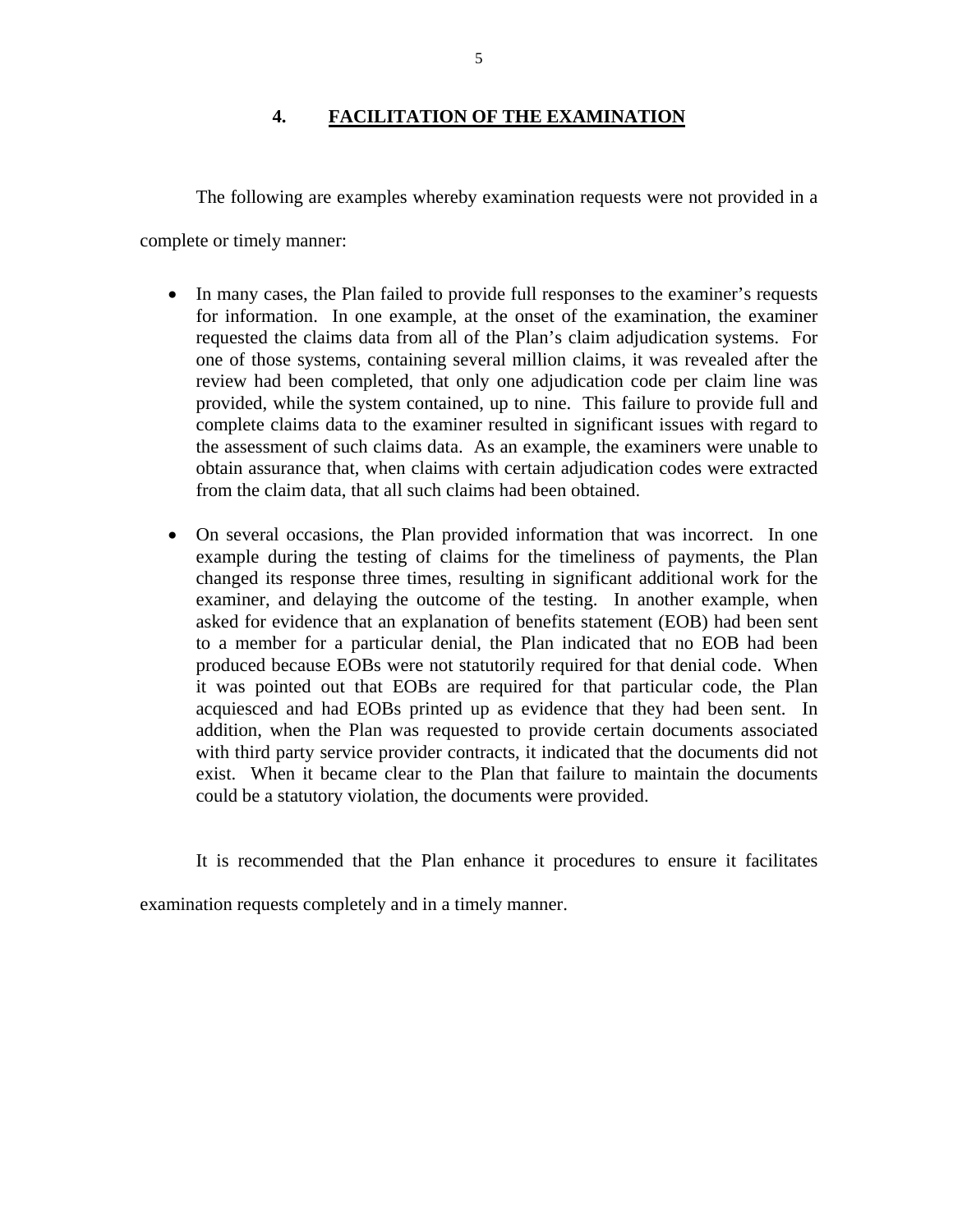## 4. FACILITATION OF THE EXAMINATION

The following are examples whereby examination requests were not provided in a complete or timely manner:

- In many cases, the Plan failed to provide full responses to the examiner's requests for information. In one example, at the onset of the examination, the examiner requested the claims data from all of the Plan's claim adjudication systems. For one of those systems, containing several million claims, it was revealed after the review had been completed, that only one adjudication code per claim line was provided, while the system contained, up to nine. This failure to provide full and complete claims data to the examiner resulted in significant issues with regard to the assessment of such claims data. As an example, the examiners were unable to obtain assurance that, when claims with certain adjudication codes were extracted from the claim data, that all such claims had been obtained.

- On several occasions, the Plan provided information that was incorrect. In one example during the testing of claims for the timeliness of payments, the Plan changed its response three times, resulting in significant additional work for the examiner, and delaying the outcome of the testing. In another example, when asked for evidence that an explanation of benefits statement (EOB) had been sent to a member for a particular denial, the Plan indicated that no EOB had been produced because EOBs were not statutorily required for that denial code. When it was pointed out that EOBs are required for that particular code, the Plan acquiesced and had EOBs printed up as evidence that they had been sent. In addition, when the Plan was requested to provide certain documents associated with third party service provider contracts, it indicated that the documents did not exist. When it became clear to the Plan that failure to maintain the documents could be a statutory violation, the documents were provided.

It is recommended that the Plan enhance it procedures to ensure it facilitates examination requests completely and in a timely manner.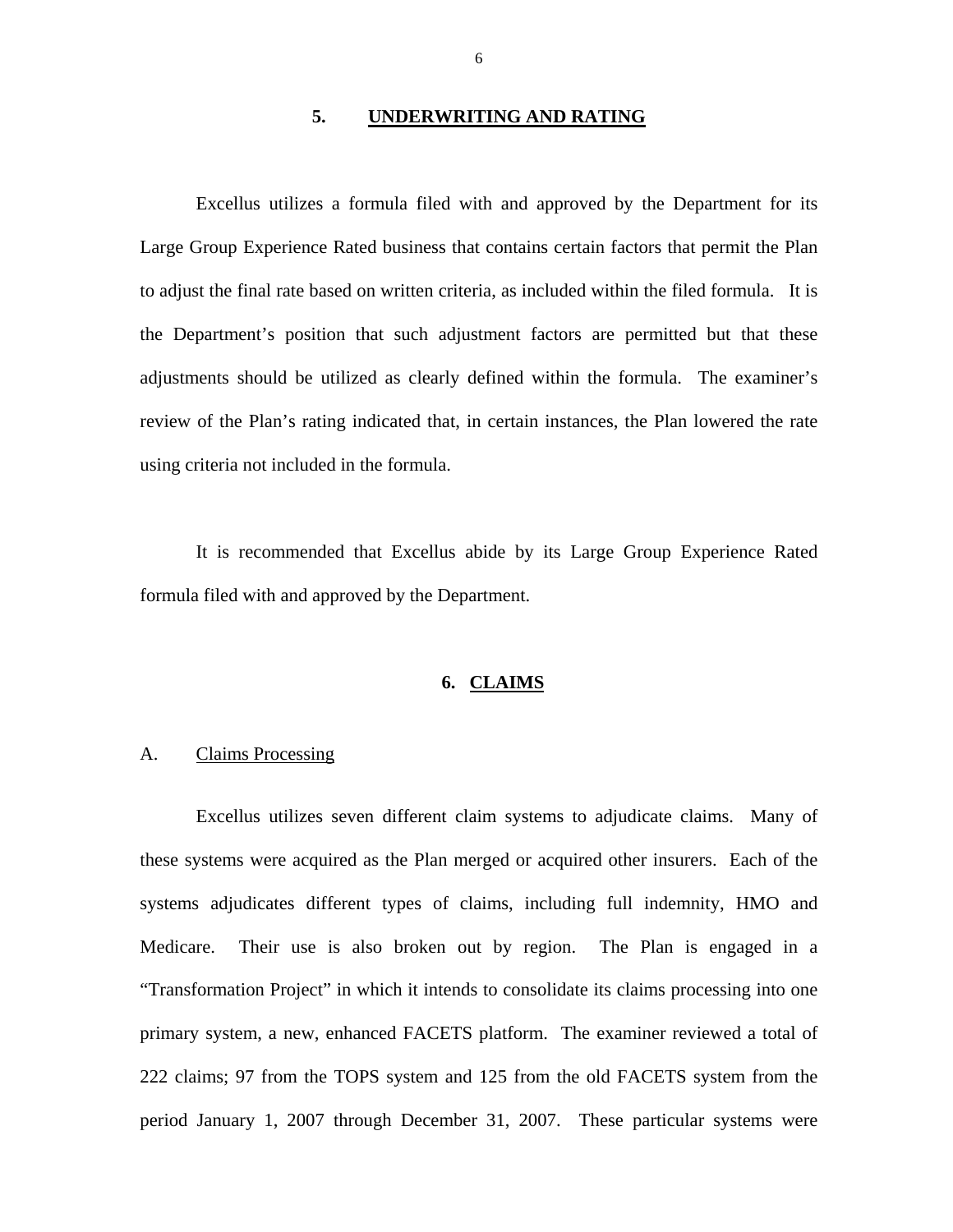## 5. UNDERWRITING AND RATING

Excellus utilizes a formula filed with and approved by the Department for its Large Group Experience Rated business that contains certain factors that permit the Plan to adjust the final rate based on written criteria, as included within the filed formula. It is the Department's position that such adjustment factors are permitted but that these adjustments should be utilized as clearly defined within the formula. The examiner's review of the Plan's rating indicated that, in certain instances, the Plan lowered the rate using criteria not included in the formula.

It is recommended that Excellus abide by its Large Group Experience Rated formula filed with and approved by the Department.

## 6. CLAIMS

### A. Claims Processing

Excellus utilizes seven different claim systems to adjudicate claims. Many of these systems were acquired as the Plan merged or acquired other insurers. Each of the systems adjudicates different types of claims, including full indemnity, HMO and Medicare. Their use is also broken out by region. The Plan is engaged in a "Transformation Project" in which it intends to consolidate its claims processing into one primary system, a new, enhanced FACETS platform. The examiner reviewed a total of 222 claims; 97 from the TOPS system and 125 from the old FACETS system from the period January 1, 2007 through December 31, 2007. These particular systems were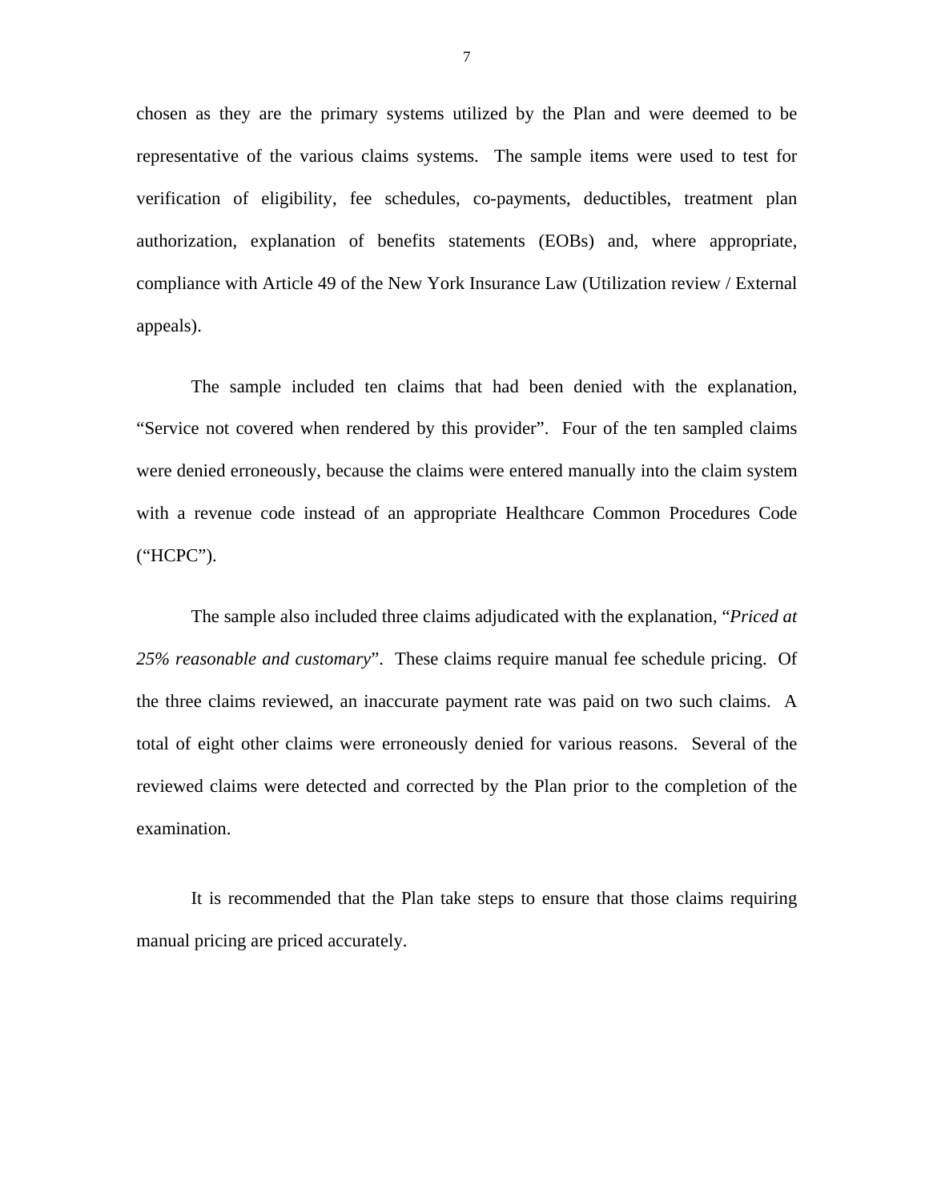chosen as they are the primary systems utilized by the Plan and were deemed to be representative of the various claims systems. The sample items were used to test for verification of eligibility, fee schedules, co-payments, deductibles, treatment plan authorization, explanation of benefits statements (EOBs) and, where appropriate, compliance with Article 49 of the New York Insurance Law (Utilization review / External appeals).

The sample included ten claims that had been denied with the explanation, "Service not covered when rendered by this provider". Four of the ten sampled claims were denied erroneously, because the claims were entered manually into the claim system with a revenue code instead of an appropriate Healthcare Common Procedures Code ("HCPC").

The sample also included three claims adjudicated with the explanation, "*Priced at 25% reasonable and customary*". These claims require manual fee schedule pricing. Of the three claims reviewed, an inaccurate payment rate was paid on two such claims. A total of eight other claims were erroneously denied for various reasons. Several of the reviewed claims were detected and corrected by the Plan prior to the completion of the examination.

It is recommended that the Plan take steps to ensure that those claims requiring manual pricing are priced accurately.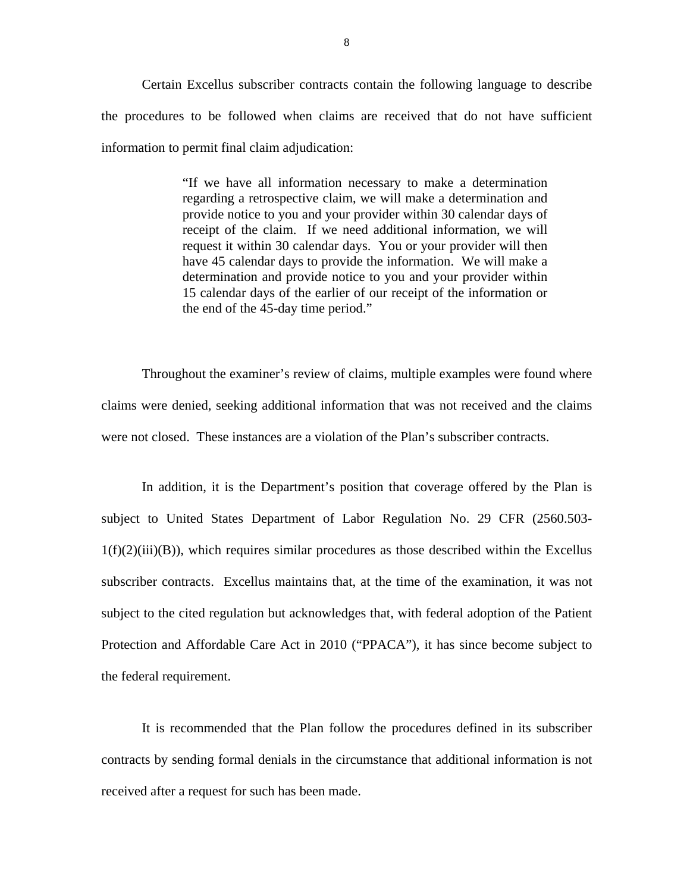Certain Excellus subscriber contracts contain the following language to describe the procedures to be followed when claims are received that do not have sufficient information to permit final claim adjudication:

> "If we have all information necessary to make a determination regarding a retrospective claim, we will make a determination and provide notice to you and your provider within 30 calendar days of receipt of the claim. If we need additional information, we will request it within 30 calendar days. You or your provider will then have 45 calendar days to provide the information. We will make a determination and provide notice to you and your provider within 15 calendar days of the earlier of our receipt of the information or the end of the 45-day time period."

Throughout the examiner's review of claims, multiple examples were found where claims were denied, seeking additional information that was not received and the claims were not closed. These instances are a violation of the Plan's subscriber contracts.

In addition, it is the Department's position that coverage offered by the Plan is subject to United States Department of Labor Regulation No. 29 CFR (2560.503-1(f)(2)(iii)(B)), which requires similar procedures as those described within the Excellus subscriber contracts. Excellus maintains that, at the time of the examination, it was not subject to the cited regulation but acknowledges that, with federal adoption of the Patient Protection and Affordable Care Act in 2010 ("PPACA"), it has since become subject to the federal requirement.

It is recommended that the Plan follow the procedures defined in its subscriber contracts by sending formal denials in the circumstance that additional information is not received after a request for such has been made.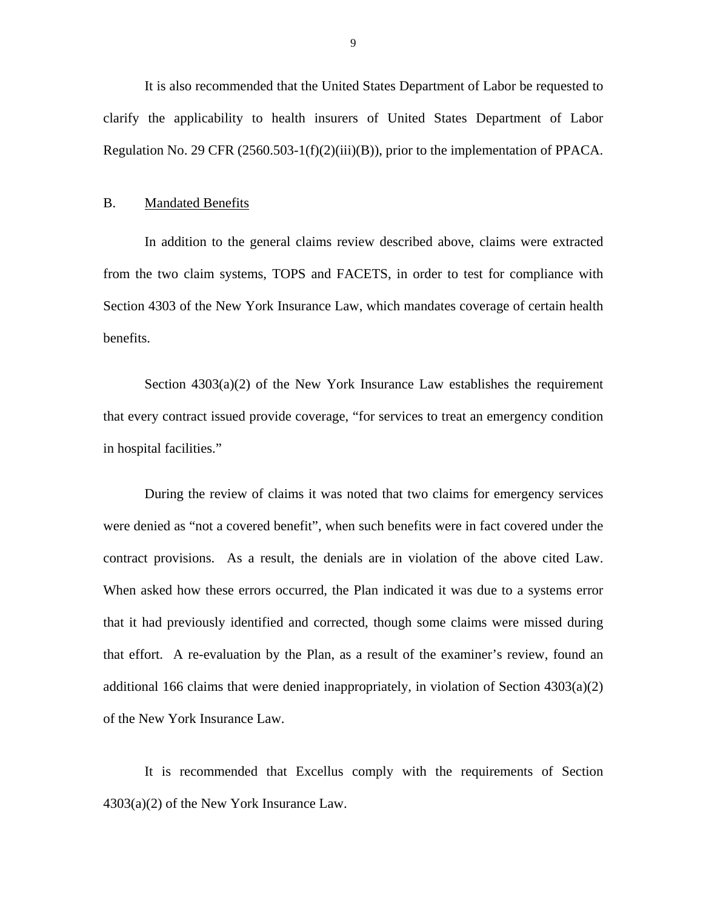It is also recommended that the United States Department of Labor be requested to clarify the applicability to health insurers of United States Department of Labor Regulation No. 29 CFR (2560.503-1(f)(2)(iii)(B)), prior to the implementation of PPACA.

B. Mandated Benefits

In addition to the general claims review described above, claims were extracted from the two claim systems, TOPS and FACETS, in order to test for compliance with Section 4303 of the New York Insurance Law, which mandates coverage of certain health benefits.

Section 4303(a)(2) of the New York Insurance Law establishes the requirement that every contract issued provide coverage, "for services to treat an emergency condition in hospital facilities."

During the review of claims it was noted that two claims for emergency services were denied as "not a covered benefit", when such benefits were in fact covered under the contract provisions. As a result, the denials are in violation of the above cited Law. When asked how these errors occurred, the Plan indicated it was due to a systems error that it had previously identified and corrected, though some claims were missed during that effort. A re-evaluation by the Plan, as a result of the examiner's review, found an additional 166 claims that were denied inappropriately, in violation of Section 4303(a)(2) of the New York Insurance Law.

It is recommended that Excellus comply with the requirements of Section 4303(a)(2) of the New York Insurance Law.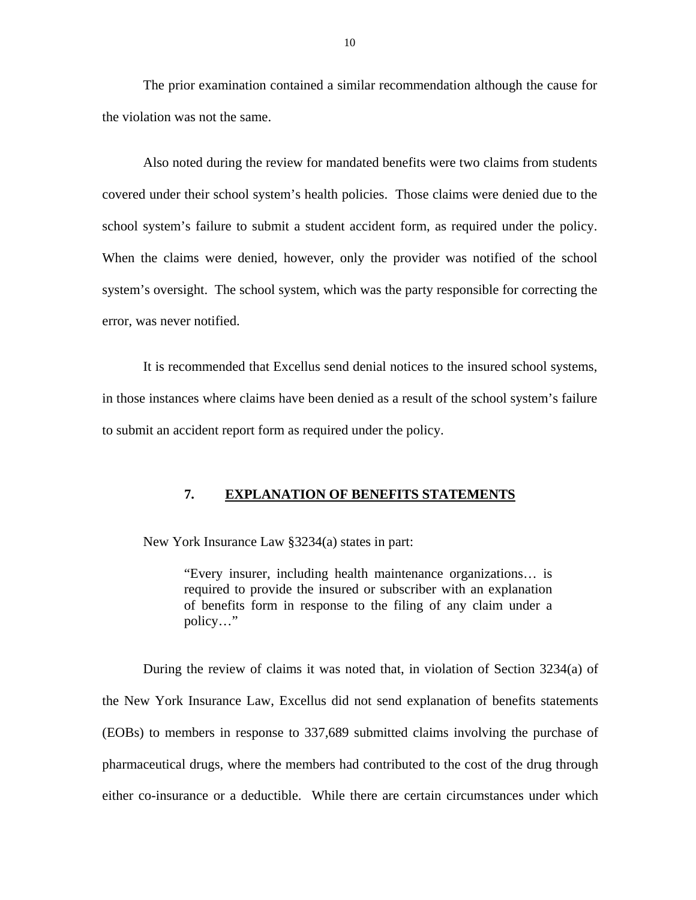The prior examination contained a similar recommendation although the cause for the violation was not the same.

Also noted during the review for mandated benefits were two claims from students covered under their school system's health policies. Those claims were denied due to the school system's failure to submit a student accident form, as required under the policy. When the claims were denied, however, only the provider was notified of the school system's oversight. The school system, which was the party responsible for correcting the error, was never notified.

It is recommended that Excellus send denial notices to the insured school systems, in those instances where claims have been denied as a result of the school system's failure to submit an accident report form as required under the policy.

## 7. EXPLANATION OF BENEFITS STATEMENTS

New York Insurance Law §3234(a) states in part:

> "Every insurer, including health maintenance organizations… is required to provide the insured or subscriber with an explanation of benefits form in response to the filing of any claim under a policy…"

During the review of claims it was noted that, in violation of Section 3234(a) of the New York Insurance Law, Excellus did not send explanation of benefits statements (EOBs) to members in response to 337,689 submitted claims involving the purchase of pharmaceutical drugs, where the members had contributed to the cost of the drug through either co-insurance or a deductible. While there are certain circumstances under which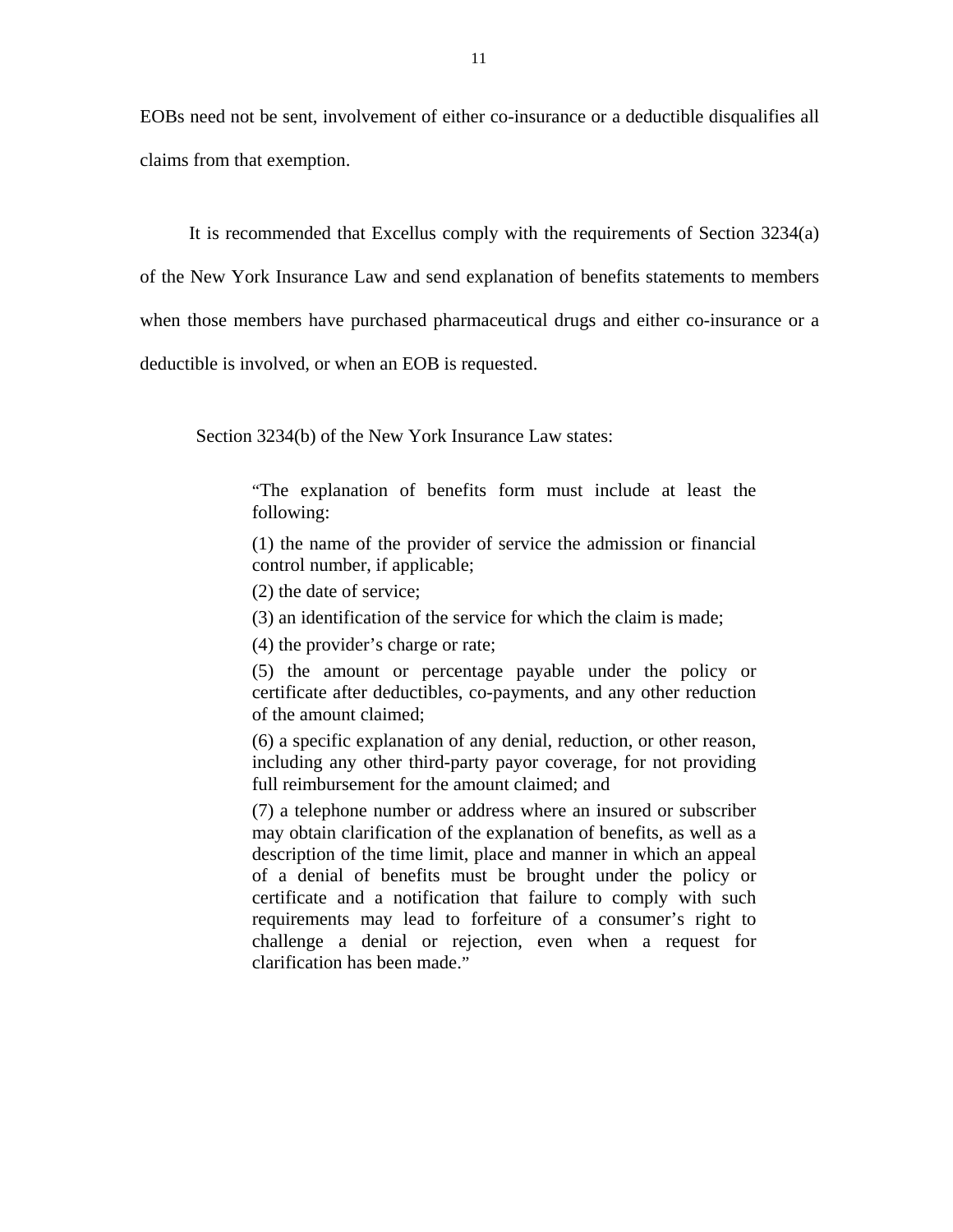EOBs need not be sent, involvement of either co-insurance or a deductible disqualifies all claims from that exemption.

It is recommended that Excellus comply with the requirements of Section 3234(a) of the New York Insurance Law and send explanation of benefits statements to members when those members have purchased pharmaceutical drugs and either co-insurance or a deductible is involved, or when an EOB is requested.

Section 3234(b) of the New York Insurance Law states:

> "The explanation of benefits form must include at least the following:
>
> (1) the name of the provider of service the admission or financial control number, if applicable;
>
> (2) the date of service;
>
> (3) an identification of the service for which the claim is made;
>
> (4) the provider's charge or rate;
>
> (5) the amount or percentage payable under the policy or certificate after deductibles, co-payments, and any other reduction of the amount claimed;
>
> (6) a specific explanation of any denial, reduction, or other reason, including any other third-party payor coverage, for not providing full reimbursement for the amount claimed; and
>
> (7) a telephone number or address where an insured or subscriber may obtain clarification of the explanation of benefits, as well as a description of the time limit, place and manner in which an appeal of a denial of benefits must be brought under the policy or certificate and a notification that failure to comply with such requirements may lead to forfeiture of a consumer's right to challenge a denial or rejection, even when a request for clarification has been made."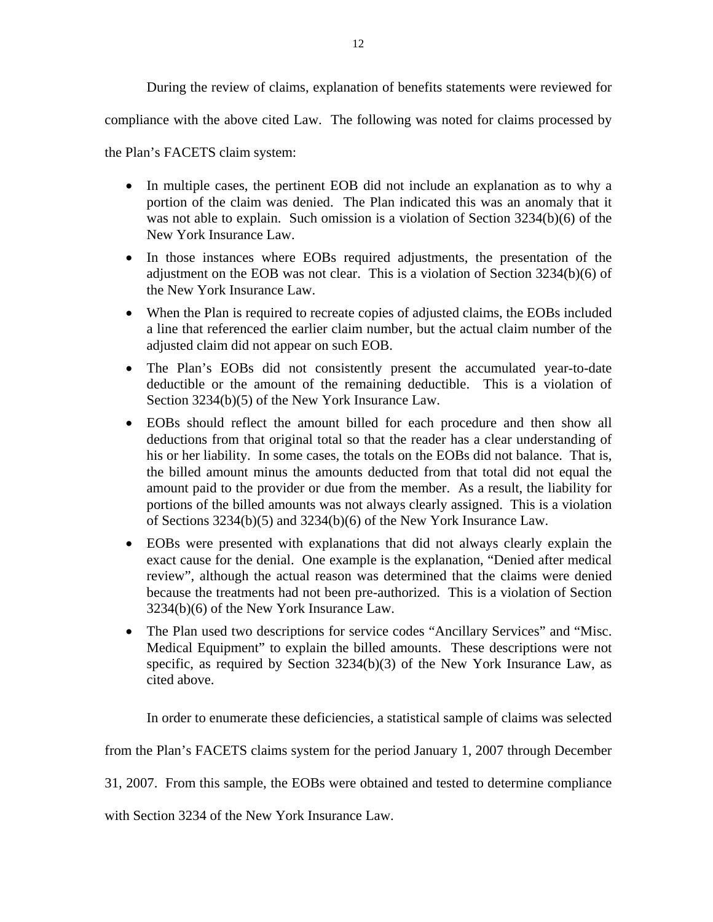During the review of claims, explanation of benefits statements were reviewed for compliance with the above cited Law. The following was noted for claims processed by the Plan's FACETS claim system:

- In multiple cases, the pertinent EOB did not include an explanation as to why a portion of the claim was denied. The Plan indicated this was an anomaly that it was not able to explain. Such omission is a violation of Section 3234(b)(6) of the New York Insurance Law.
- In those instances where EOBs required adjustments, the presentation of the adjustment on the EOB was not clear. This is a violation of Section 3234(b)(6) of the New York Insurance Law.
- When the Plan is required to recreate copies of adjusted claims, the EOBs included a line that referenced the earlier claim number, but the actual claim number of the adjusted claim did not appear on such EOB.
- The Plan's EOBs did not consistently present the accumulated year-to-date deductible or the amount of the remaining deductible. This is a violation of Section 3234(b)(5) of the New York Insurance Law.
- EOBs should reflect the amount billed for each procedure and then show all deductions from that original total so that the reader has a clear understanding of his or her liability. In some cases, the totals on the EOBs did not balance. That is, the billed amount minus the amounts deducted from that total did not equal the amount paid to the provider or due from the member. As a result, the liability for portions of the billed amounts was not always clearly assigned. This is a violation of Sections 3234(b)(5) and 3234(b)(6) of the New York Insurance Law.
- EOBs were presented with explanations that did not always clearly explain the exact cause for the denial. One example is the explanation, "Denied after medical review", although the actual reason was determined that the claims were denied because the treatments had not been pre-authorized. This is a violation of Section 3234(b)(6) of the New York Insurance Law.
- The Plan used two descriptions for service codes "Ancillary Services" and "Misc. Medical Equipment" to explain the billed amounts. These descriptions were not specific, as required by Section 3234(b)(3) of the New York Insurance Law, as cited above.

In order to enumerate these deficiencies, a statistical sample of claims was selected from the Plan's FACETS claims system for the period January 1, 2007 through December 31, 2007. From this sample, the EOBs were obtained and tested to determine compliance with Section 3234 of the New York Insurance Law.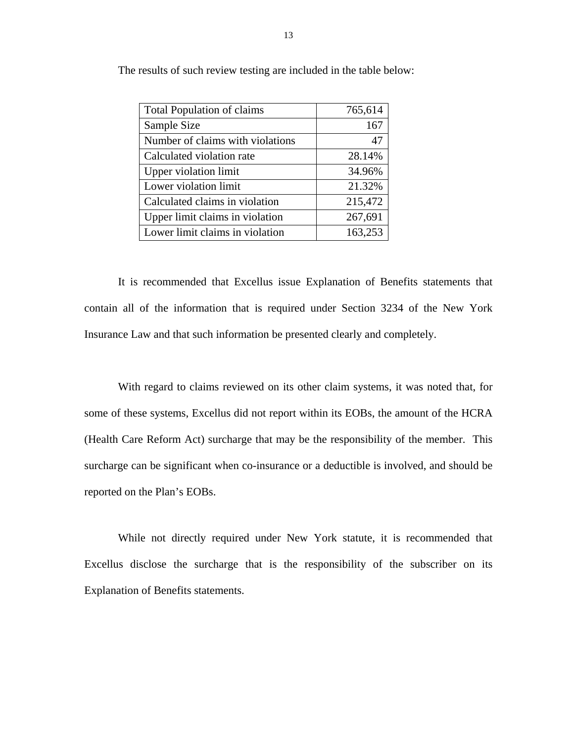The results of such review testing are included in the table below:

| Total Population of claims | 765,614 |
|---|---|
| Sample Size | 167 |
| Number of claims with violations | 47 |
| Calculated violation rate | 28.14% |
| Upper violation limit | 34.96% |
| Lower violation limit | 21.32% |
| Calculated claims in violation | 215,472 |
| Upper limit claims in violation | 267,691 |
| Lower limit claims in violation | 163,253 |

It is recommended that Excellus issue Explanation of Benefits statements that contain all of the information that is required under Section 3234 of the New York Insurance Law and that such information be presented clearly and completely.

With regard to claims reviewed on its other claim systems, it was noted that, for some of these systems, Excellus did not report within its EOBs, the amount of the HCRA (Health Care Reform Act) surcharge that may be the responsibility of the member. This surcharge can be significant when co-insurance or a deductible is involved, and should be reported on the Plan's EOBs.

While not directly required under New York statute, it is recommended that Excellus disclose the surcharge that is the responsibility of the subscriber on its Explanation of Benefits statements.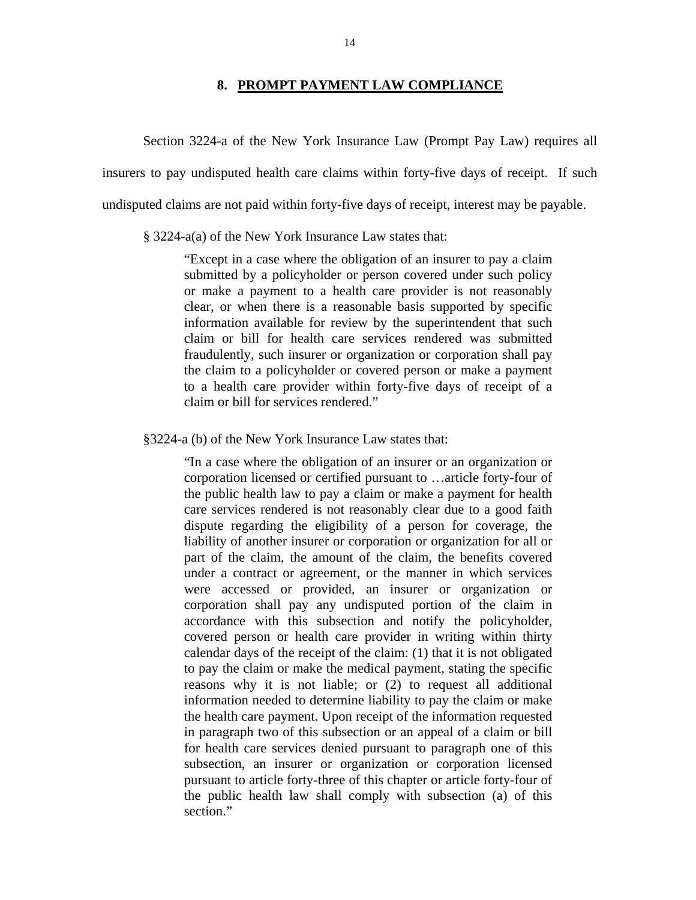## 8. PROMPT PAYMENT LAW COMPLIANCE

Section 3224-a of the New York Insurance Law (Prompt Pay Law) requires all insurers to pay undisputed health care claims within forty-five days of receipt. If such undisputed claims are not paid within forty-five days of receipt, interest may be payable.

§ 3224-a(a) of the New York Insurance Law states that:

> "Except in a case where the obligation of an insurer to pay a claim submitted by a policyholder or person covered under such policy or make a payment to a health care provider is not reasonably clear, or when there is a reasonable basis supported by specific information available for review by the superintendent that such claim or bill for health care services rendered was submitted fraudulently, such insurer or organization or corporation shall pay the claim to a policyholder or covered person or make a payment to a health care provider within forty-five days of receipt of a claim or bill for services rendered."

§3224-a (b) of the New York Insurance Law states that:

> "In a case where the obligation of an insurer or an organization or corporation licensed or certified pursuant to …article forty-four of the public health law to pay a claim or make a payment for health care services rendered is not reasonably clear due to a good faith dispute regarding the eligibility of a person for coverage, the liability of another insurer or corporation or organization for all or part of the claim, the amount of the claim, the benefits covered under a contract or agreement, or the manner in which services were accessed or provided, an insurer or organization or corporation shall pay any undisputed portion of the claim in accordance with this subsection and notify the policyholder, covered person or health care provider in writing within thirty calendar days of the receipt of the claim: (1) that it is not obligated to pay the claim or make the medical payment, stating the specific reasons why it is not liable; or (2) to request all additional information needed to determine liability to pay the claim or make the health care payment. Upon receipt of the information requested in paragraph two of this subsection or an appeal of a claim or bill for health care services denied pursuant to paragraph one of this subsection, an insurer or organization or corporation licensed pursuant to article forty-three of this chapter or article forty-four of the public health law shall comply with subsection (a) of this section."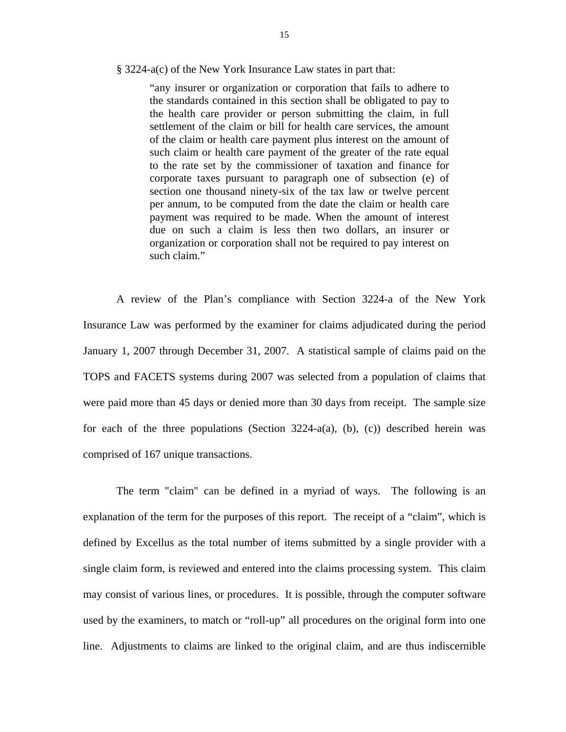§ 3224-a(c) of the New York Insurance Law states in part that:

> "any insurer or organization or corporation that fails to adhere to the standards contained in this section shall be obligated to pay to the health care provider or person submitting the claim, in full settlement of the claim or bill for health care services, the amount of the claim or health care payment plus interest on the amount of such claim or health care payment of the greater of the rate equal to the rate set by the commissioner of taxation and finance for corporate taxes pursuant to paragraph one of subsection (e) of section one thousand ninety-six of the tax law or twelve percent per annum, to be computed from the date the claim or health care payment was required to be made. When the amount of interest due on such a claim is less then two dollars, an insurer or organization or corporation shall not be required to pay interest on such claim."

A review of the Plan's compliance with Section 3224-a of the New York Insurance Law was performed by the examiner for claims adjudicated during the period January 1, 2007 through December 31, 2007. A statistical sample of claims paid on the TOPS and FACETS systems during 2007 was selected from a population of claims that were paid more than 45 days or denied more than 30 days from receipt. The sample size for each of the three populations (Section 3224-a(a), (b), (c)) described herein was comprised of 167 unique transactions.

The term "claim" can be defined in a myriad of ways. The following is an explanation of the term for the purposes of this report. The receipt of a "claim", which is defined by Excellus as the total number of items submitted by a single provider with a single claim form, is reviewed and entered into the claims processing system. This claim may consist of various lines, or procedures. It is possible, through the computer software used by the examiners, to match or "roll-up" all procedures on the original form into one line. Adjustments to claims are linked to the original claim, and are thus indiscernible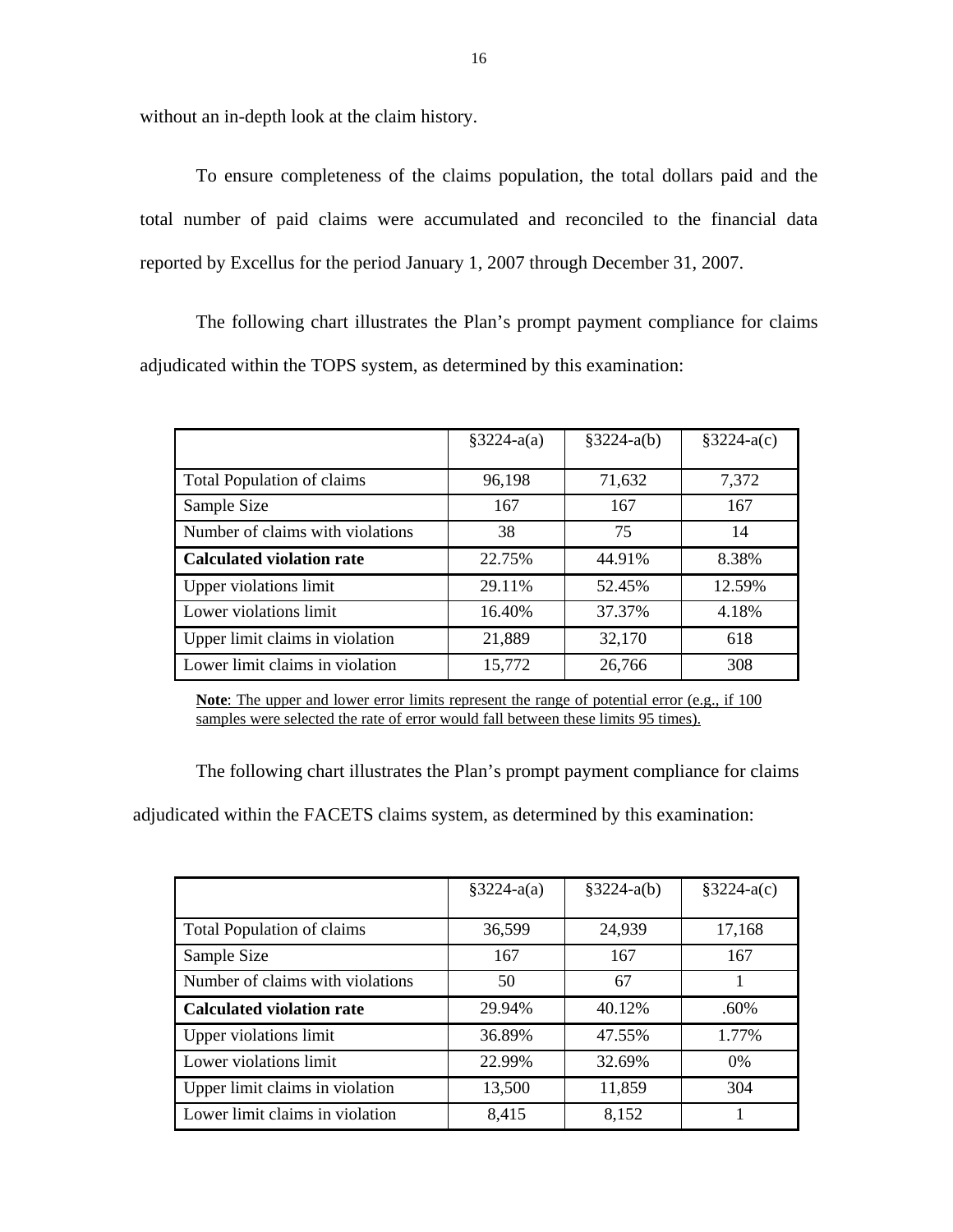without an in-depth look at the claim history.

To ensure completeness of the claims population, the total dollars paid and the total number of paid claims were accumulated and reconciled to the financial data reported by Excellus for the period January 1, 2007 through December 31, 2007.

The following chart illustrates the Plan's prompt payment compliance for claims adjudicated within the TOPS system, as determined by this examination:

| | §3224-a(a) | §3224-a(b) | §3224-a(c) |
|---|---|---|---|
| Total Population of claims | 96,198 | 71,632 | 7,372 |
| Sample Size | 167 | 167 | 167 |
| Number of claims with violations | 38 | 75 | 14 |
| **Calculated violation rate** | 22.75% | 44.91% | 8.38% |
| Upper violations limit | 29.11% | 52.45% | 12.59% |
| Lower violations limit | 16.40% | 37.37% | 4.18% |
| Upper limit claims in violation | 21,889 | 32,170 | 618 |
| Lower limit claims in violation | 15,772 | 26,766 | 308 |

**Note**: The upper and lower error limits represent the range of potential error (e.g., if 100 samples were selected the rate of error would fall between these limits 95 times).

The following chart illustrates the Plan's prompt payment compliance for claims adjudicated within the FACETS claims system, as determined by this examination:

| | §3224-a(a) | §3224-a(b) | §3224-a(c) |
|---|---|---|---|
| Total Population of claims | 36,599 | 24,939 | 17,168 |
| Sample Size | 167 | 167 | 167 |
| Number of claims with violations | 50 | 67 | 1 |
| **Calculated violation rate** | 29.94% | 40.12% | .60% |
| Upper violations limit | 36.89% | 47.55% | 1.77% |
| Lower violations limit | 22.99% | 32.69% | 0% |
| Upper limit claims in violation | 13,500 | 11,859 | 304 |
| Lower limit claims in violation | 8,415 | 8,152 | 1 |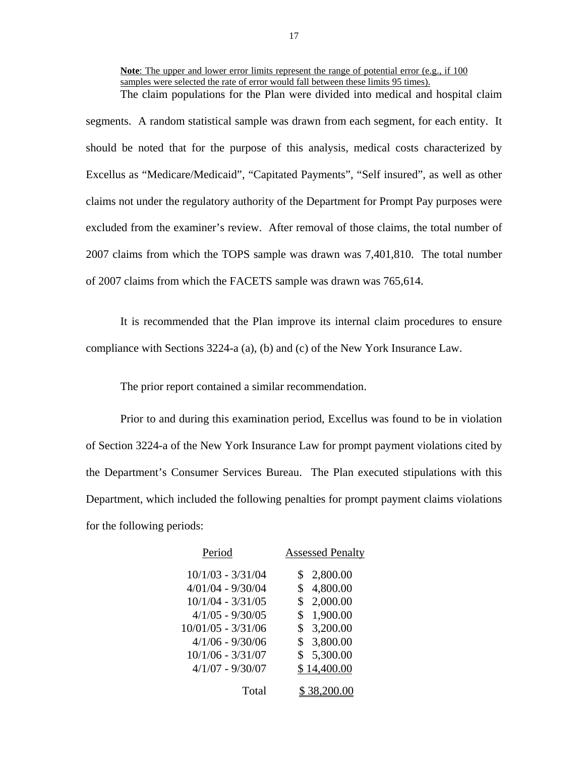**Note**: The upper and lower error limits represent the range of potential error (e.g., if 100 samples were selected the rate of error would fall between these limits 95 times).

The claim populations for the Plan were divided into medical and hospital claim segments. A random statistical sample was drawn from each segment, for each entity. It should be noted that for the purpose of this analysis, medical costs characterized by Excellus as "Medicare/Medicaid", "Capitated Payments", "Self insured", as well as other claims not under the regulatory authority of the Department for Prompt Pay purposes were excluded from the examiner's review. After removal of those claims, the total number of 2007 claims from which the TOPS sample was drawn was 7,401,810. The total number of 2007 claims from which the FACETS sample was drawn was 765,614.

It is recommended that the Plan improve its internal claim procedures to ensure compliance with Sections 3224-a (a), (b) and (c) of the New York Insurance Law.

The prior report contained a similar recommendation.

Prior to and during this examination period, Excellus was found to be in violation of Section 3224-a of the New York Insurance Law for prompt payment violations cited by the Department's Consumer Services Bureau. The Plan executed stipulations with this Department, which included the following penalties for prompt payment claims violations for the following periods:

| Period | Assessed Penalty |
|---|---|
| 10/1/03 - 3/31/04 | $ 2,800.00 |
| 4/01/04 - 9/30/04 | $ 4,800.00 |
| 10/1/04 - 3/31/05 | $ 2,000.00 |
| 4/1/05 - 9/30/05 | $ 1,900.00 |
| 10/01/05 - 3/31/06 | $ 3,200.00 |
| 4/1/06 - 9/30/06 | $ 3,800.00 |
| 10/1/06 - 3/31/07 | $ 5,300.00 |
| 4/1/07 - 9/30/07 | $ 14,400.00 |
| Total | $ 38,200.00 |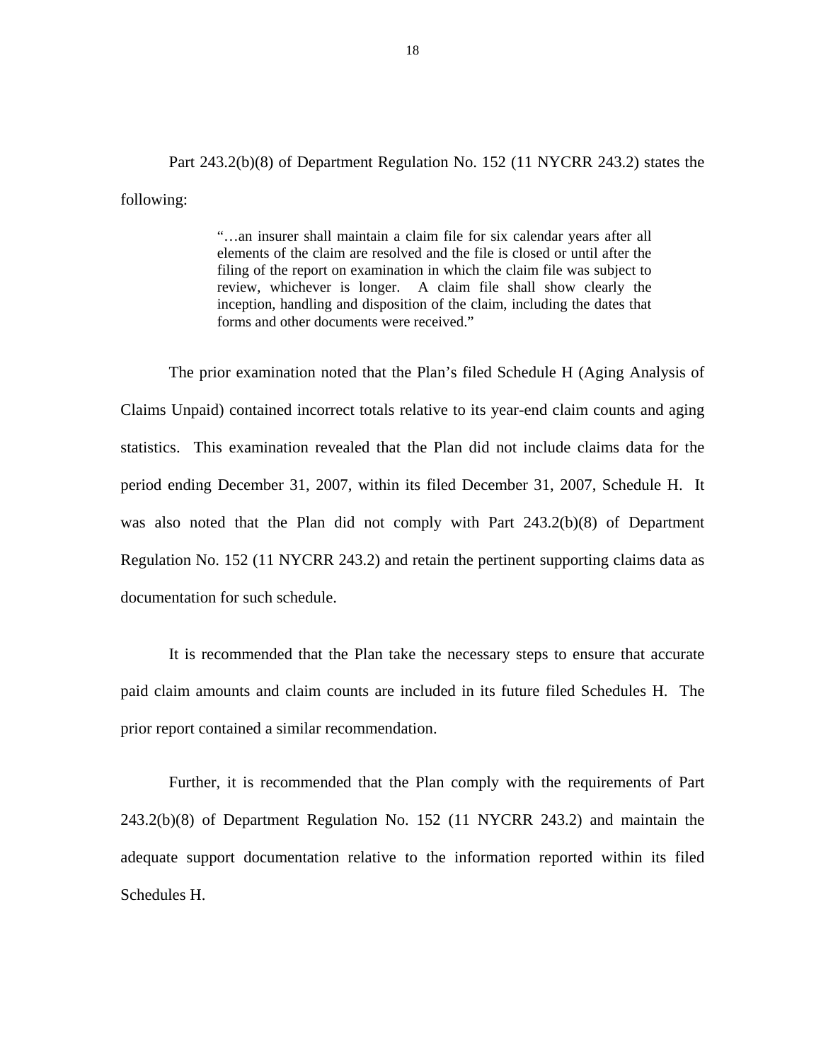Part 243.2(b)(8) of Department Regulation No. 152 (11 NYCRR 243.2) states the following:

> "…an insurer shall maintain a claim file for six calendar years after all elements of the claim are resolved and the file is closed or until after the filing of the report on examination in which the claim file was subject to review, whichever is longer. A claim file shall show clearly the inception, handling and disposition of the claim, including the dates that forms and other documents were received."

The prior examination noted that the Plan's filed Schedule H (Aging Analysis of Claims Unpaid) contained incorrect totals relative to its year-end claim counts and aging statistics. This examination revealed that the Plan did not include claims data for the period ending December 31, 2007, within its filed December 31, 2007, Schedule H. It was also noted that the Plan did not comply with Part 243.2(b)(8) of Department Regulation No. 152 (11 NYCRR 243.2) and retain the pertinent supporting claims data as documentation for such schedule.

It is recommended that the Plan take the necessary steps to ensure that accurate paid claim amounts and claim counts are included in its future filed Schedules H. The prior report contained a similar recommendation.

Further, it is recommended that the Plan comply with the requirements of Part 243.2(b)(8) of Department Regulation No. 152 (11 NYCRR 243.2) and maintain the adequate support documentation relative to the information reported within its filed Schedules H.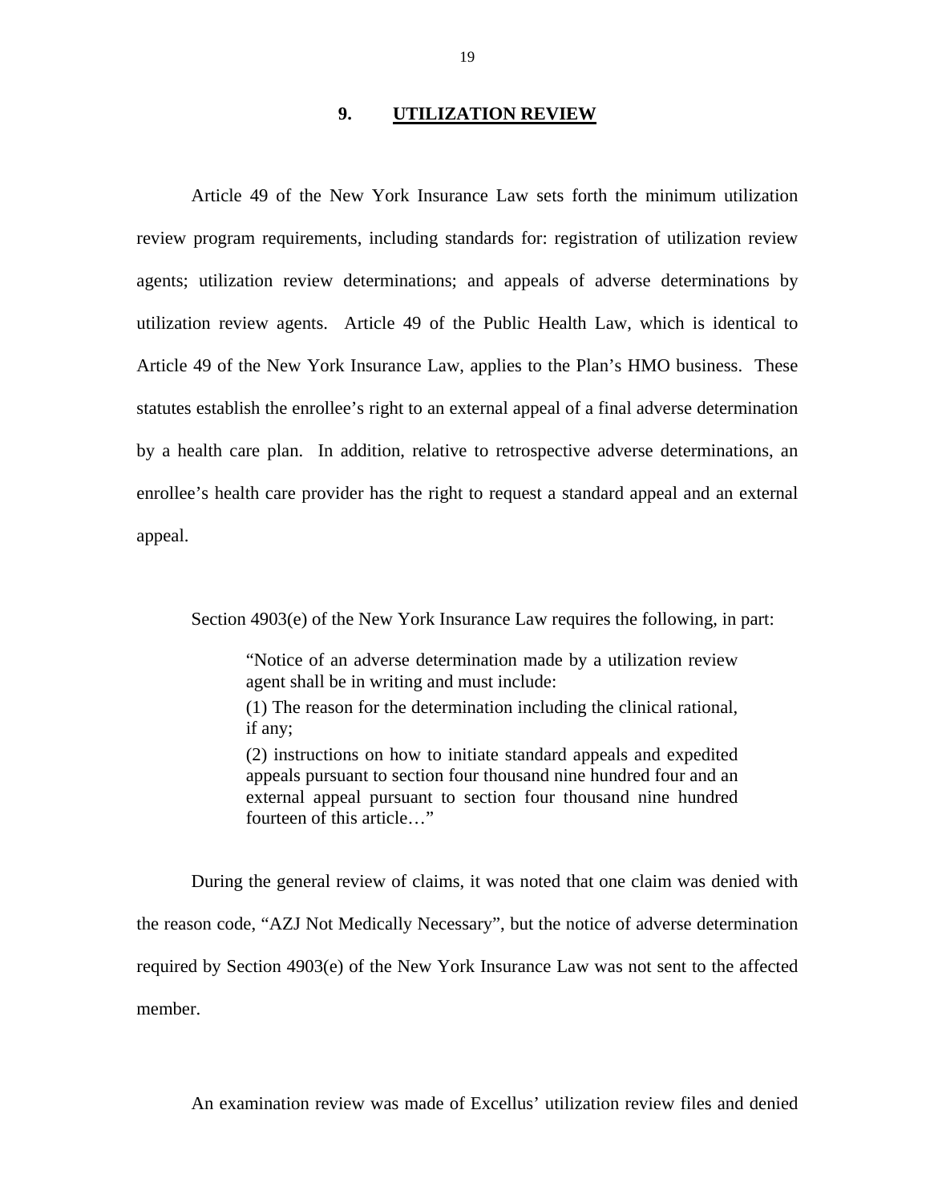## 9. UTILIZATION REVIEW

Article 49 of the New York Insurance Law sets forth the minimum utilization review program requirements, including standards for: registration of utilization review agents; utilization review determinations; and appeals of adverse determinations by utilization review agents. Article 49 of the Public Health Law, which is identical to Article 49 of the New York Insurance Law, applies to the Plan's HMO business. These statutes establish the enrollee's right to an external appeal of a final adverse determination by a health care plan. In addition, relative to retrospective adverse determinations, an enrollee's health care provider has the right to request a standard appeal and an external appeal.

Section 4903(e) of the New York Insurance Law requires the following, in part:

> "Notice of an adverse determination made by a utilization review agent shall be in writing and must include:
>
> (1) The reason for the determination including the clinical rational, if any;
>
> (2) instructions on how to initiate standard appeals and expedited appeals pursuant to section four thousand nine hundred four and an external appeal pursuant to section four thousand nine hundred fourteen of this article…"

During the general review of claims, it was noted that one claim was denied with the reason code, "AZJ Not Medically Necessary", but the notice of adverse determination required by Section 4903(e) of the New York Insurance Law was not sent to the affected member.

An examination review was made of Excellus' utilization review files and denied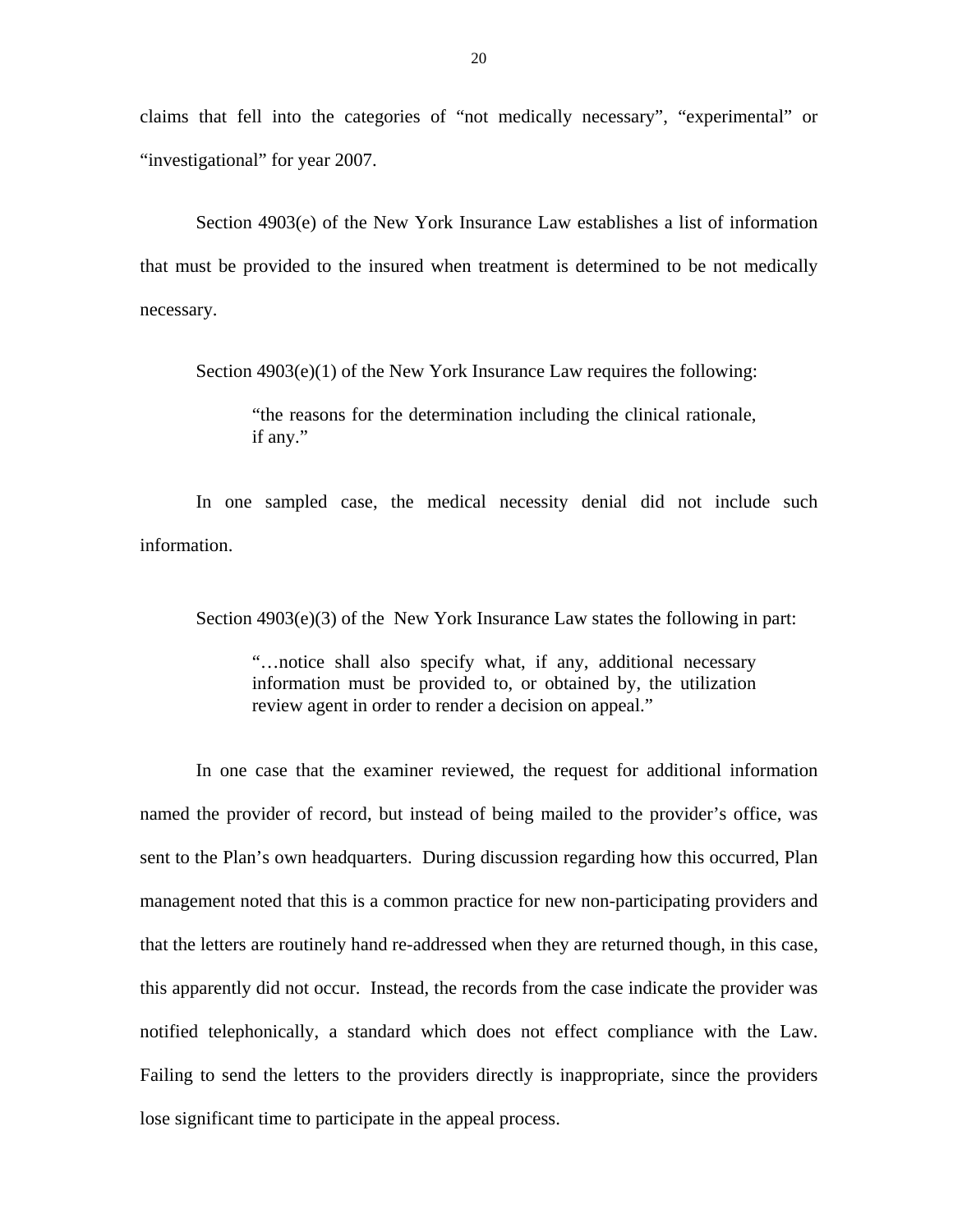claims that fell into the categories of "not medically necessary", "experimental" or "investigational" for year 2007.

Section 4903(e) of the New York Insurance Law establishes a list of information that must be provided to the insured when treatment is determined to be not medically necessary.

Section 4903(e)(1) of the New York Insurance Law requires the following:

> "the reasons for the determination including the clinical rationale, if any."

In one sampled case, the medical necessity denial did not include such information.

Section 4903(e)(3) of the New York Insurance Law states the following in part:

> "…notice shall also specify what, if any, additional necessary information must be provided to, or obtained by, the utilization review agent in order to render a decision on appeal."

In one case that the examiner reviewed, the request for additional information named the provider of record, but instead of being mailed to the provider's office, was sent to the Plan's own headquarters. During discussion regarding how this occurred, Plan management noted that this is a common practice for new non-participating providers and that the letters are routinely hand re-addressed when they are returned though, in this case, this apparently did not occur. Instead, the records from the case indicate the provider was notified telephonically, a standard which does not effect compliance with the Law. Failing to send the letters to the providers directly is inappropriate, since the providers lose significant time to participate in the appeal process.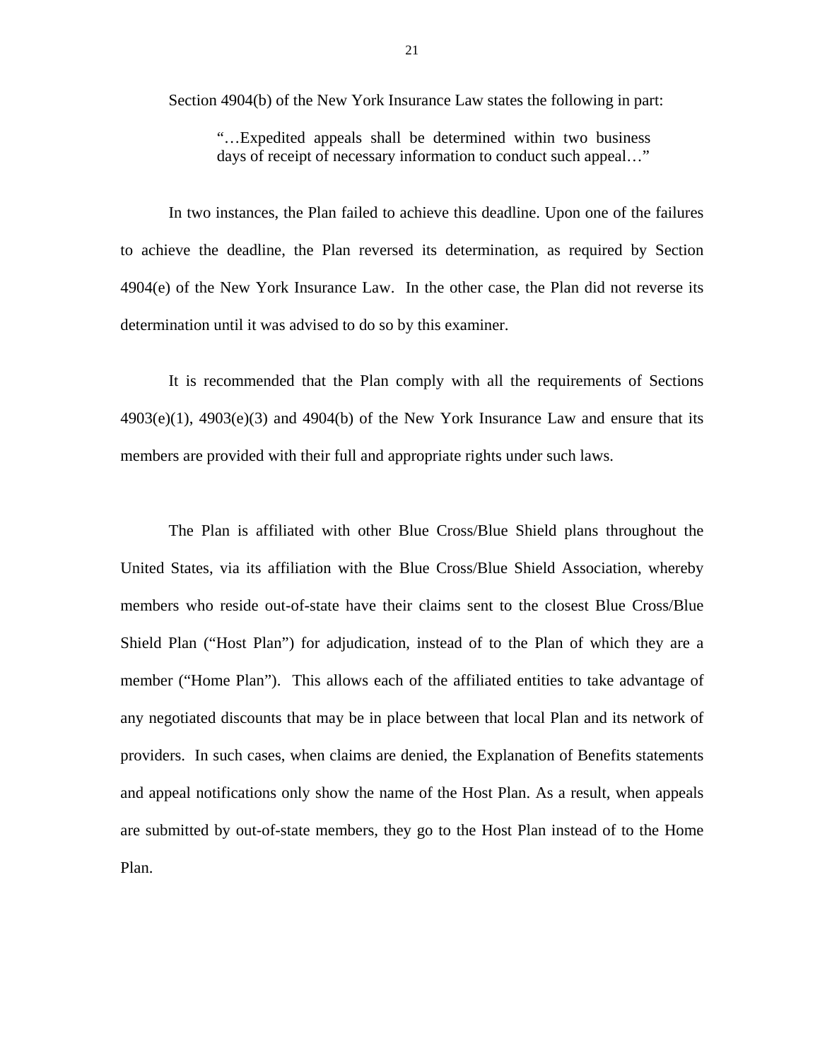Section 4904(b) of the New York Insurance Law states the following in part:

> "…Expedited appeals shall be determined within two business days of receipt of necessary information to conduct such appeal…"

In two instances, the Plan failed to achieve this deadline. Upon one of the failures to achieve the deadline, the Plan reversed its determination, as required by Section 4904(e) of the New York Insurance Law. In the other case, the Plan did not reverse its determination until it was advised to do so by this examiner.

It is recommended that the Plan comply with all the requirements of Sections 4903(e)(1), 4903(e)(3) and 4904(b) of the New York Insurance Law and ensure that its members are provided with their full and appropriate rights under such laws.

The Plan is affiliated with other Blue Cross/Blue Shield plans throughout the United States, via its affiliation with the Blue Cross/Blue Shield Association, whereby members who reside out-of-state have their claims sent to the closest Blue Cross/Blue Shield Plan ("Host Plan") for adjudication, instead of to the Plan of which they are a member ("Home Plan"). This allows each of the affiliated entities to take advantage of any negotiated discounts that may be in place between that local Plan and its network of providers. In such cases, when claims are denied, the Explanation of Benefits statements and appeal notifications only show the name of the Host Plan. As a result, when appeals are submitted by out-of-state members, they go to the Host Plan instead of to the Home Plan.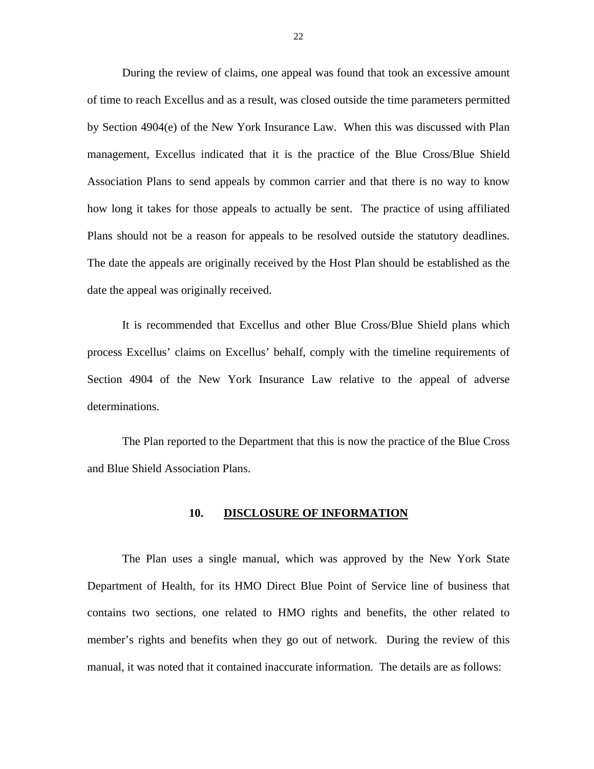During the review of claims, one appeal was found that took an excessive amount of time to reach Excellus and as a result, was closed outside the time parameters permitted by Section 4904(e) of the New York Insurance Law. When this was discussed with Plan management, Excellus indicated that it is the practice of the Blue Cross/Blue Shield Association Plans to send appeals by common carrier and that there is no way to know how long it takes for those appeals to actually be sent. The practice of using affiliated Plans should not be a reason for appeals to be resolved outside the statutory deadlines. The date the appeals are originally received by the Host Plan should be established as the date the appeal was originally received.

It is recommended that Excellus and other Blue Cross/Blue Shield plans which process Excellus' claims on Excellus' behalf, comply with the timeline requirements of Section 4904 of the New York Insurance Law relative to the appeal of adverse determinations.

The Plan reported to the Department that this is now the practice of the Blue Cross and Blue Shield Association Plans.

## 10. DISCLOSURE OF INFORMATION

The Plan uses a single manual, which was approved by the New York State Department of Health, for its HMO Direct Blue Point of Service line of business that contains two sections, one related to HMO rights and benefits, the other related to member's rights and benefits when they go out of network. During the review of this manual, it was noted that it contained inaccurate information. The details are as follows: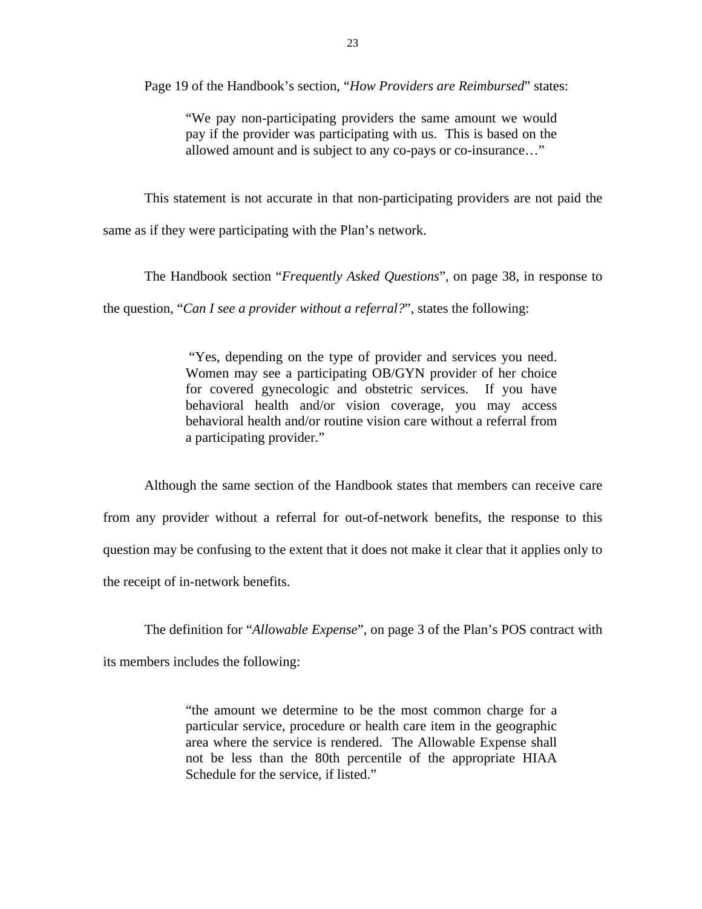Page 19 of the Handbook's section, "*How Providers are Reimbursed*" states:

> "We pay non-participating providers the same amount we would pay if the provider was participating with us. This is based on the allowed amount and is subject to any co-pays or co-insurance…"

This statement is not accurate in that non-participating providers are not paid the same as if they were participating with the Plan's network.

The Handbook section "*Frequently Asked Questions*", on page 38, in response to the question, "*Can I see a provider without a referral?*", states the following:

> "Yes, depending on the type of provider and services you need. Women may see a participating OB/GYN provider of her choice for covered gynecologic and obstetric services. If you have behavioral health and/or vision coverage, you may access behavioral health and/or routine vision care without a referral from a participating provider."

Although the same section of the Handbook states that members can receive care from any provider without a referral for out-of-network benefits, the response to this question may be confusing to the extent that it does not make it clear that it applies only to the receipt of in-network benefits.

The definition for "*Allowable Expense*", on page 3 of the Plan's POS contract with its members includes the following:

> "the amount we determine to be the most common charge for a particular service, procedure or health care item in the geographic area where the service is rendered. The Allowable Expense shall not be less than the 80th percentile of the appropriate HIAA Schedule for the service, if listed."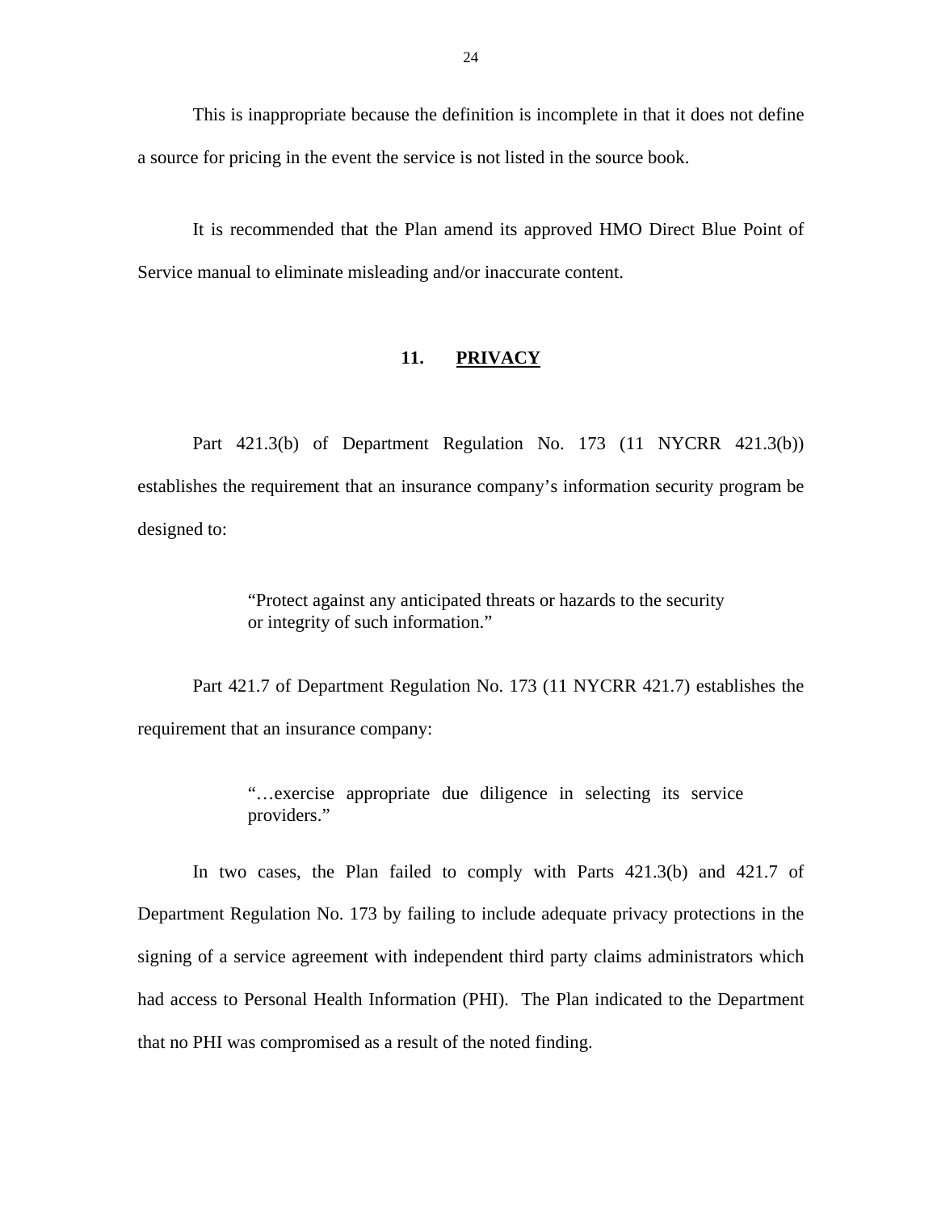This is inappropriate because the definition is incomplete in that it does not define a source for pricing in the event the service is not listed in the source book.

It is recommended that the Plan amend its approved HMO Direct Blue Point of Service manual to eliminate misleading and/or inaccurate content.

## 11. PRIVACY

Part 421.3(b) of Department Regulation No. 173 (11 NYCRR 421.3(b)) establishes the requirement that an insurance company's information security program be designed to:

> "Protect against any anticipated threats or hazards to the security or integrity of such information."

Part 421.7 of Department Regulation No. 173 (11 NYCRR 421.7) establishes the requirement that an insurance company:

> "…exercise appropriate due diligence in selecting its service providers."

In two cases, the Plan failed to comply with Parts 421.3(b) and 421.7 of Department Regulation No. 173 by failing to include adequate privacy protections in the signing of a service agreement with independent third party claims administrators which had access to Personal Health Information (PHI). The Plan indicated to the Department that no PHI was compromised as a result of the noted finding.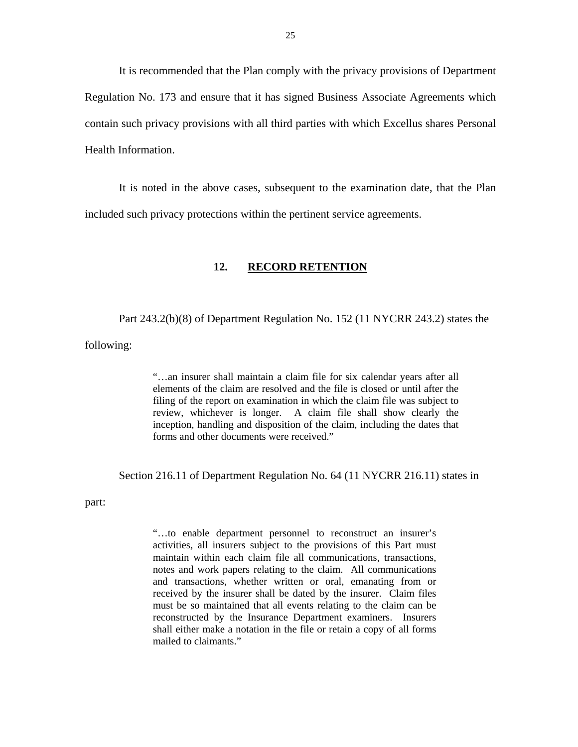It is recommended that the Plan comply with the privacy provisions of Department Regulation No. 173 and ensure that it has signed Business Associate Agreements which contain such privacy provisions with all third parties with which Excellus shares Personal Health Information.

It is noted in the above cases, subsequent to the examination date, that the Plan included such privacy protections within the pertinent service agreements.

## 12. **RECORD RETENTION**

Part 243.2(b)(8) of Department Regulation No. 152 (11 NYCRR 243.2) states the following:

> "…an insurer shall maintain a claim file for six calendar years after all elements of the claim are resolved and the file is closed or until after the filing of the report on examination in which the claim file was subject to review, whichever is longer. A claim file shall show clearly the inception, handling and disposition of the claim, including the dates that forms and other documents were received."

Section 216.11 of Department Regulation No. 64 (11 NYCRR 216.11) states in part:

> "…to enable department personnel to reconstruct an insurer's activities, all insurers subject to the provisions of this Part must maintain within each claim file all communications, transactions, notes and work papers relating to the claim. All communications and transactions, whether written or oral, emanating from or received by the insurer shall be dated by the insurer. Claim files must be so maintained that all events relating to the claim can be reconstructed by the Insurance Department examiners. Insurers shall either make a notation in the file or retain a copy of all forms mailed to claimants."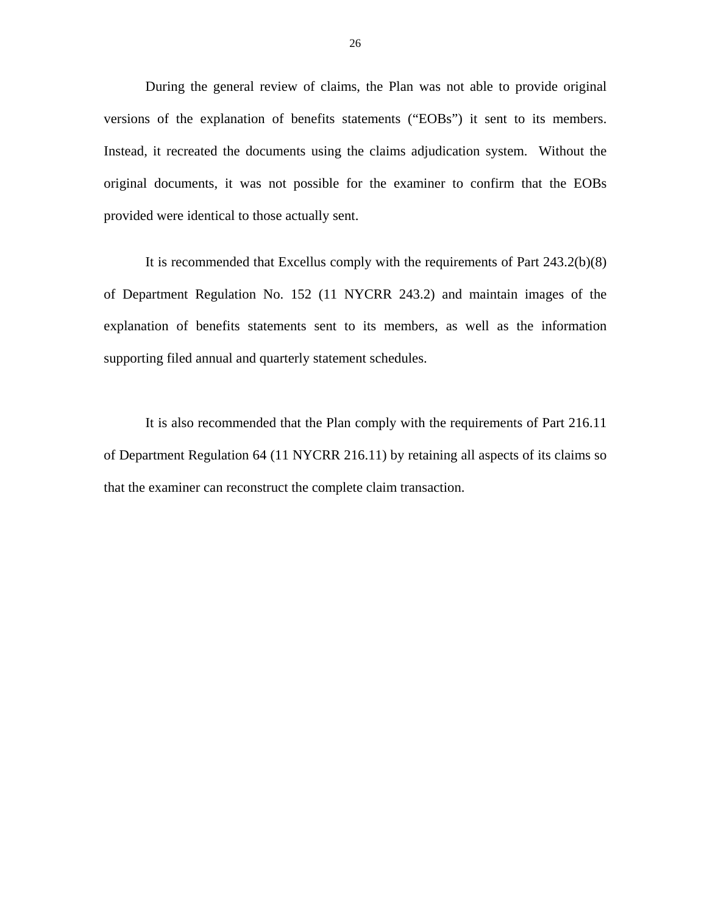During the general review of claims, the Plan was not able to provide original versions of the explanation of benefits statements ("EOBs") it sent to its members. Instead, it recreated the documents using the claims adjudication system. Without the original documents, it was not possible for the examiner to confirm that the EOBs provided were identical to those actually sent.

It is recommended that Excellus comply with the requirements of Part 243.2(b)(8) of Department Regulation No. 152 (11 NYCRR 243.2) and maintain images of the explanation of benefits statements sent to its members, as well as the information supporting filed annual and quarterly statement schedules.

It is also recommended that the Plan comply with the requirements of Part 216.11 of Department Regulation 64 (11 NYCRR 216.11) by retaining all aspects of its claims so that the examiner can reconstruct the complete claim transaction.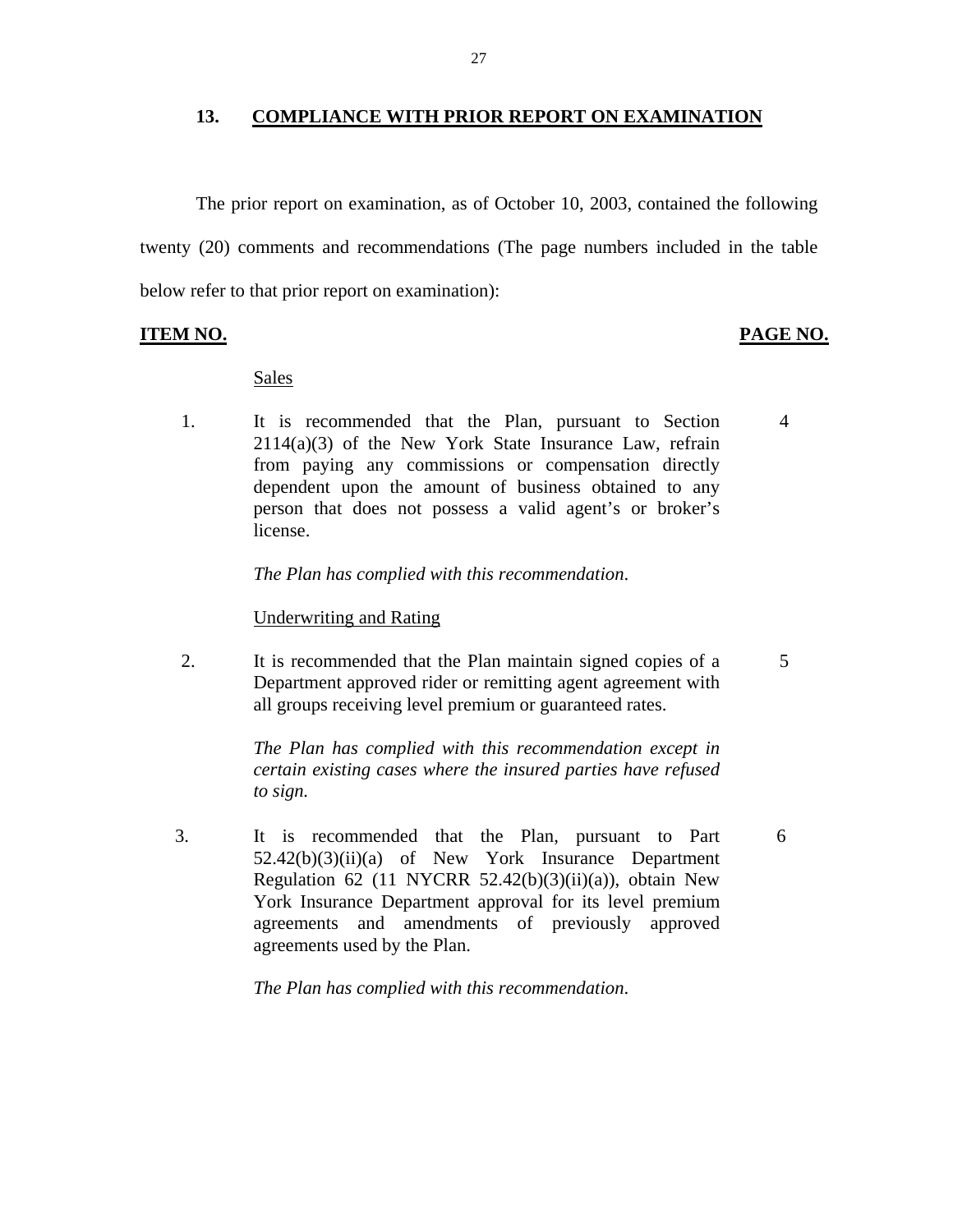## 13. COMPLIANCE WITH PRIOR REPORT ON EXAMINATION

The prior report on examination, as of October 10, 2003, contained the following twenty (20) comments and recommendations (The page numbers included in the table below refer to that prior report on examination):

| ITEM NO. | | PAGE NO. |
|---|---|---|
| | Sales | |
| 1. | It is recommended that the Plan, pursuant to Section 2114(a)(3) of the New York State Insurance Law, refrain from paying any commissions or compensation directly dependent upon the amount of business obtained to any person that does not possess a valid agent's or broker's license.<br><br>*The Plan has complied with this recommendation.* | 4 |
| | Underwriting and Rating | |
| 2. | It is recommended that the Plan maintain signed copies of a Department approved rider or remitting agent agreement with all groups receiving level premium or guaranteed rates.<br><br>*The Plan has complied with this recommendation except in certain existing cases where the insured parties have refused to sign.* | 5 |
| 3. | It is recommended that the Plan, pursuant to Part 52.42(b)(3)(ii)(a) of New York Insurance Department Regulation 62 (11 NYCRR 52.42(b)(3)(ii)(a)), obtain New York Insurance Department approval for its level premium agreements and amendments of previously approved agreements used by the Plan.<br><br>*The Plan has complied with this recommendation.* | 6 |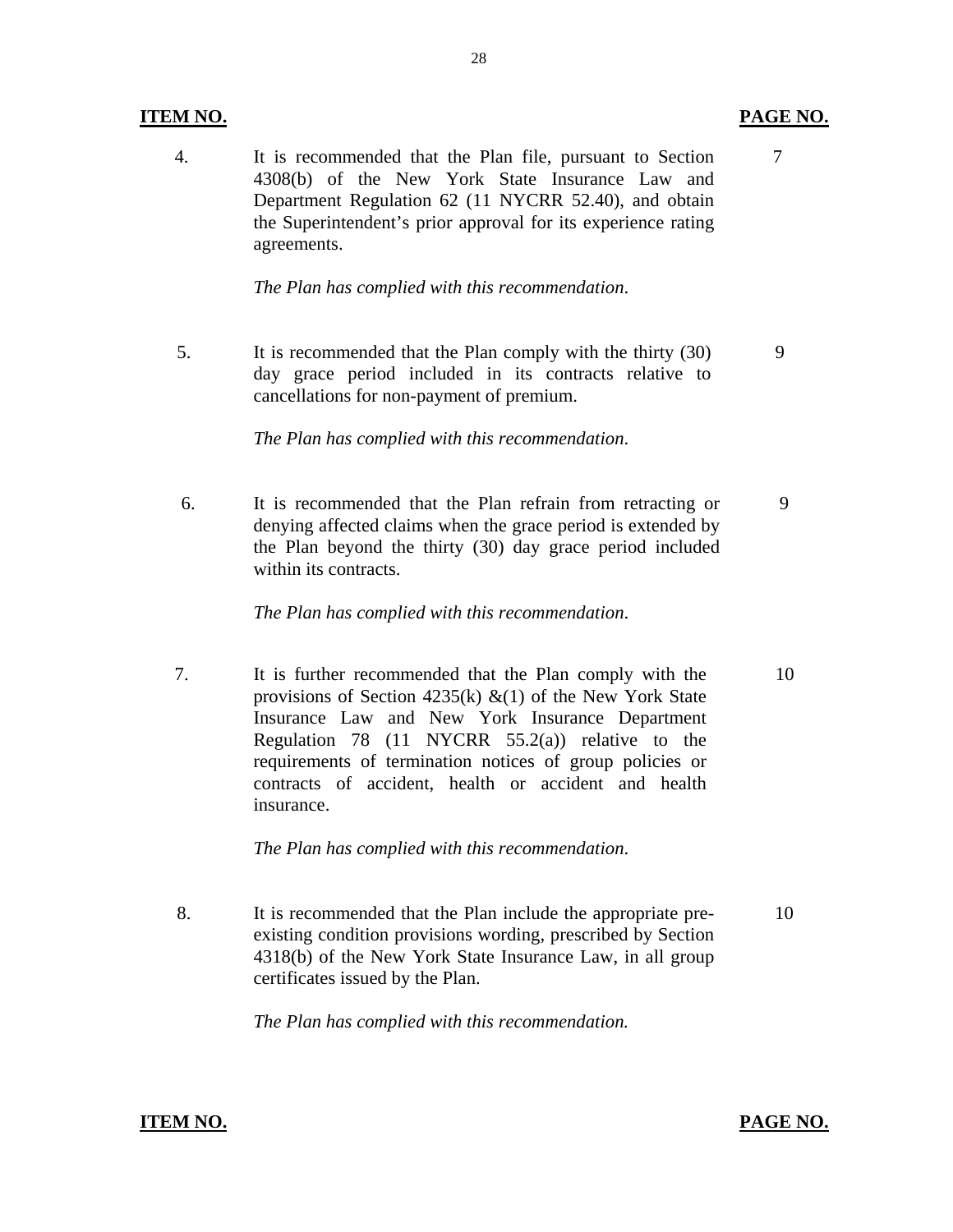| ITEM NO. | | PAGE NO. |
|---|---|---|
| 4. | It is recommended that the Plan file, pursuant to Section 4308(b) of the New York State Insurance Law and Department Regulation 62 (11 NYCRR 52.40), and obtain the Superintendent's prior approval for its experience rating agreements.<br><br>*The Plan has complied with this recommendation.* | 7 |
| 5. | It is recommended that the Plan comply with the thirty (30) day grace period included in its contracts relative to cancellations for non-payment of premium.<br><br>*The Plan has complied with this recommendation.* | 9 |
| 6. | It is recommended that the Plan refrain from retracting or denying affected claims when the grace period is extended by the Plan beyond the thirty (30) day grace period included within its contracts.<br><br>*The Plan has complied with this recommendation.* | 9 |
| 7. | It is further recommended that the Plan comply with the provisions of Section 4235(k) &(1) of the New York State Insurance Law and New York Insurance Department Regulation 78 (11 NYCRR 55.2(a)) relative to the requirements of termination notices of group policies or contracts of accident, health or accident and health insurance.<br><br>*The Plan has complied with this recommendation.* | 10 |
| 8. | It is recommended that the Plan include the appropriate pre-existing condition provisions wording, prescribed by Section 4318(b) of the New York State Insurance Law, in all group certificates issued by the Plan.<br><br>*The Plan has complied with this recommendation.* | 10 |

**ITEM NO.** **PAGE NO.**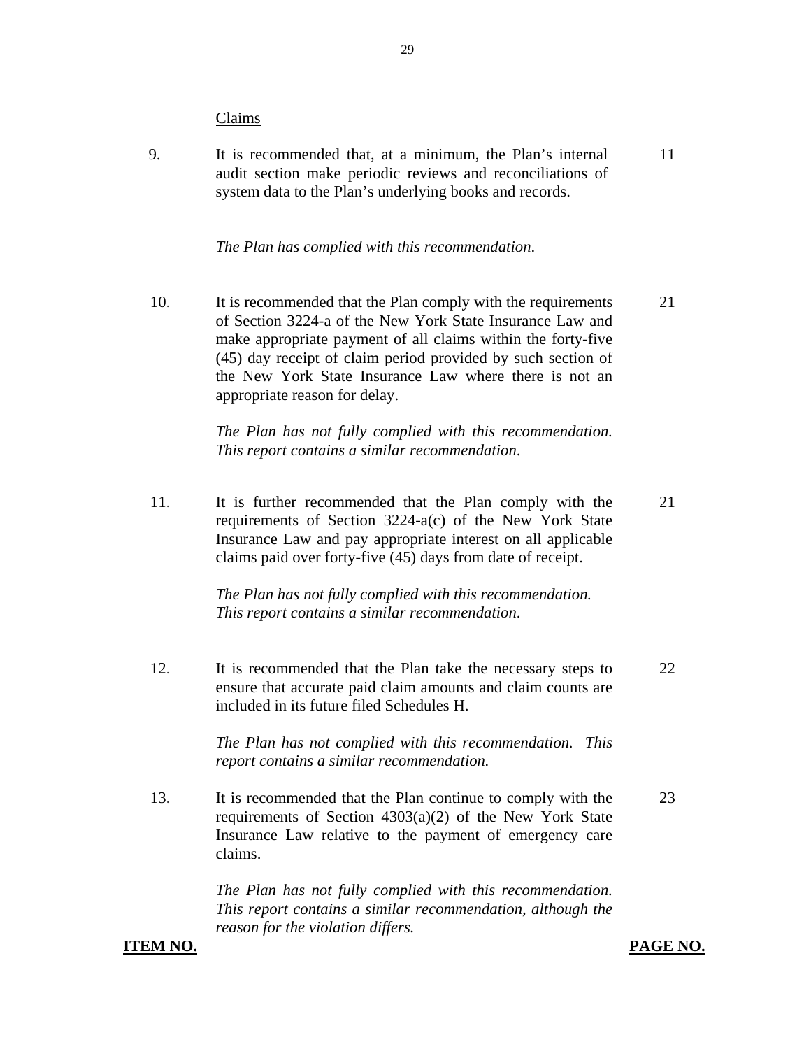Claims

| ITEM NO. | | PAGE NO. |
|---|---|---|
| 9. | It is recommended that, at a minimum, the Plan's internal audit section make periodic reviews and reconciliations of system data to the Plan's underlying books and records.<br><br>*The Plan has complied with this recommendation.* | 11 |
| 10. | It is recommended that the Plan comply with the requirements of Section 3224-a of the New York State Insurance Law and make appropriate payment of all claims within the forty-five (45) day receipt of claim period provided by such section of the New York State Insurance Law where there is not an appropriate reason for delay.<br><br>*The Plan has not fully complied with this recommendation. This report contains a similar recommendation.* | 21 |
| 11. | It is further recommended that the Plan comply with the requirements of Section 3224-a(c) of the New York State Insurance Law and pay appropriate interest on all applicable claims paid over forty-five (45) days from date of receipt.<br><br>*The Plan has not fully complied with this recommendation. This report contains a similar recommendation.* | 21 |
| 12. | It is recommended that the Plan take the necessary steps to ensure that accurate paid claim amounts and claim counts are included in its future filed Schedules H.<br><br>*The Plan has not complied with this recommendation. This report contains a similar recommendation.* | 22 |
| 13. | It is recommended that the Plan continue to comply with the requirements of Section 4303(a)(2) of the New York State Insurance Law relative to the payment of emergency care claims.<br><br>*The Plan has not fully complied with this recommendation. This report contains a similar recommendation, although the reason for the violation differs.* | 23 |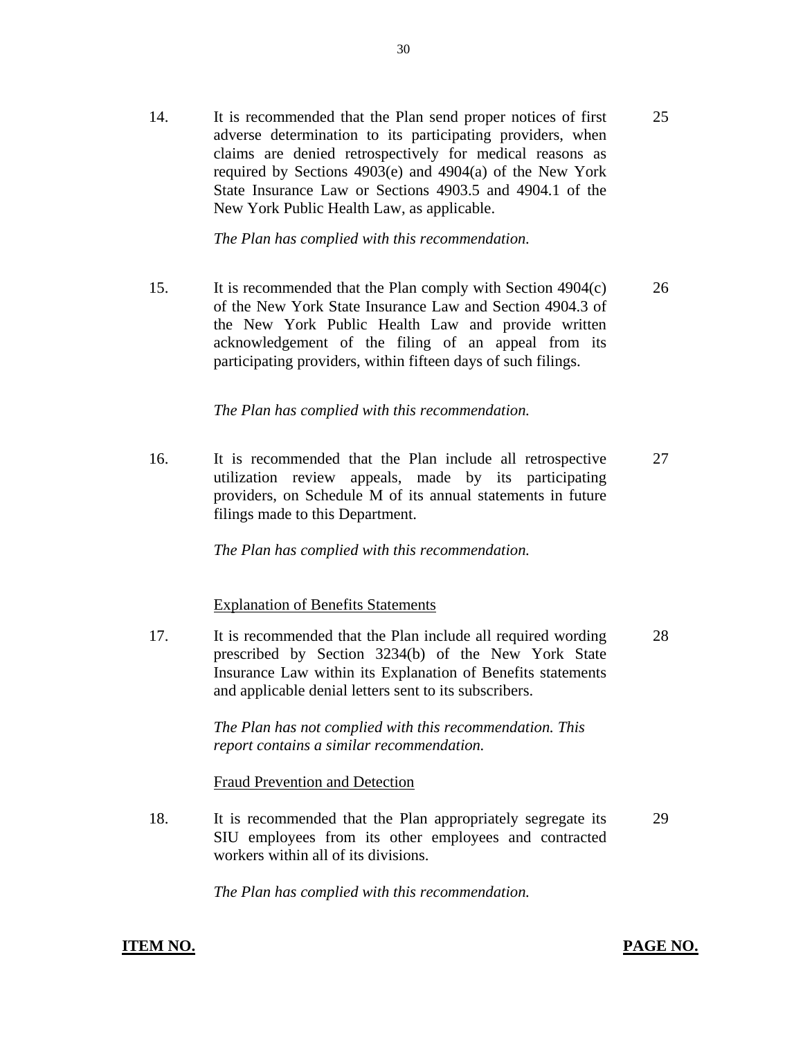| ITEM NO. | | PAGE NO. |
|---|---|---|
| 14. | It is recommended that the Plan send proper notices of first adverse determination to its participating providers, when claims are denied retrospectively for medical reasons as required by Sections 4903(e) and 4904(a) of the New York State Insurance Law or Sections 4903.5 and 4904.1 of the New York Public Health Law, as applicable.<br><br>*The Plan has complied with this recommendation.* | 25 |
| 15. | It is recommended that the Plan comply with Section 4904(c) of the New York State Insurance Law and Section 4904.3 of the New York Public Health Law and provide written acknowledgement of the filing of an appeal from its participating providers, within fifteen days of such filings.<br><br>*The Plan has complied with this recommendation.* | 26 |
| 16. | It is recommended that the Plan include all retrospective utilization review appeals, made by its participating providers, on Schedule M of its annual statements in future filings made to this Department.<br><br>*The Plan has complied with this recommendation.* | 27 |
| | Explanation of Benefits Statements | |
| 17. | It is recommended that the Plan include all required wording prescribed by Section 3234(b) of the New York State Insurance Law within its Explanation of Benefits statements and applicable denial letters sent to its subscribers.<br><br>*The Plan has not complied with this recommendation. This report contains a similar recommendation.* | 28 |
| | Fraud Prevention and Detection | |
| 18. | It is recommended that the Plan appropriately segregate its SIU employees from its other employees and contracted workers within all of its divisions.<br><br>*The Plan has complied with this recommendation.* | 29 |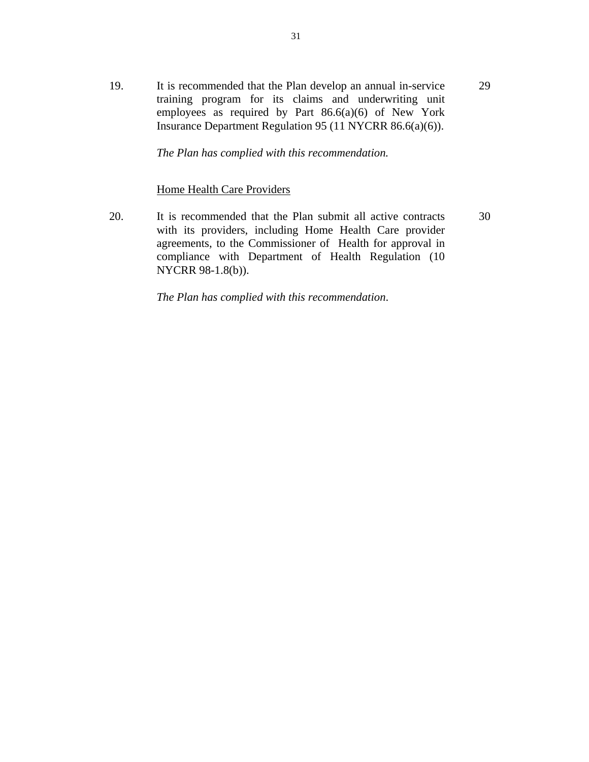| | | |
|---|---|---|
| 19. | It is recommended that the Plan develop an annual in-service training program for its claims and underwriting unit employees as required by Part 86.6(a)(6) of New York Insurance Department Regulation 95 (11 NYCRR 86.6(a)(6)).<br><br>*The Plan has complied with this recommendation.* | 29 |
| | <u>Home Health Care Providers</u> | |
| 20. | It is recommended that the Plan submit all active contracts with its providers, including Home Health Care provider agreements, to the Commissioner of Health for approval in compliance with Department of Health Regulation (10 NYCRR 98-1.8(b)).<br><br>*The Plan has complied with this recommendation*. | 30 |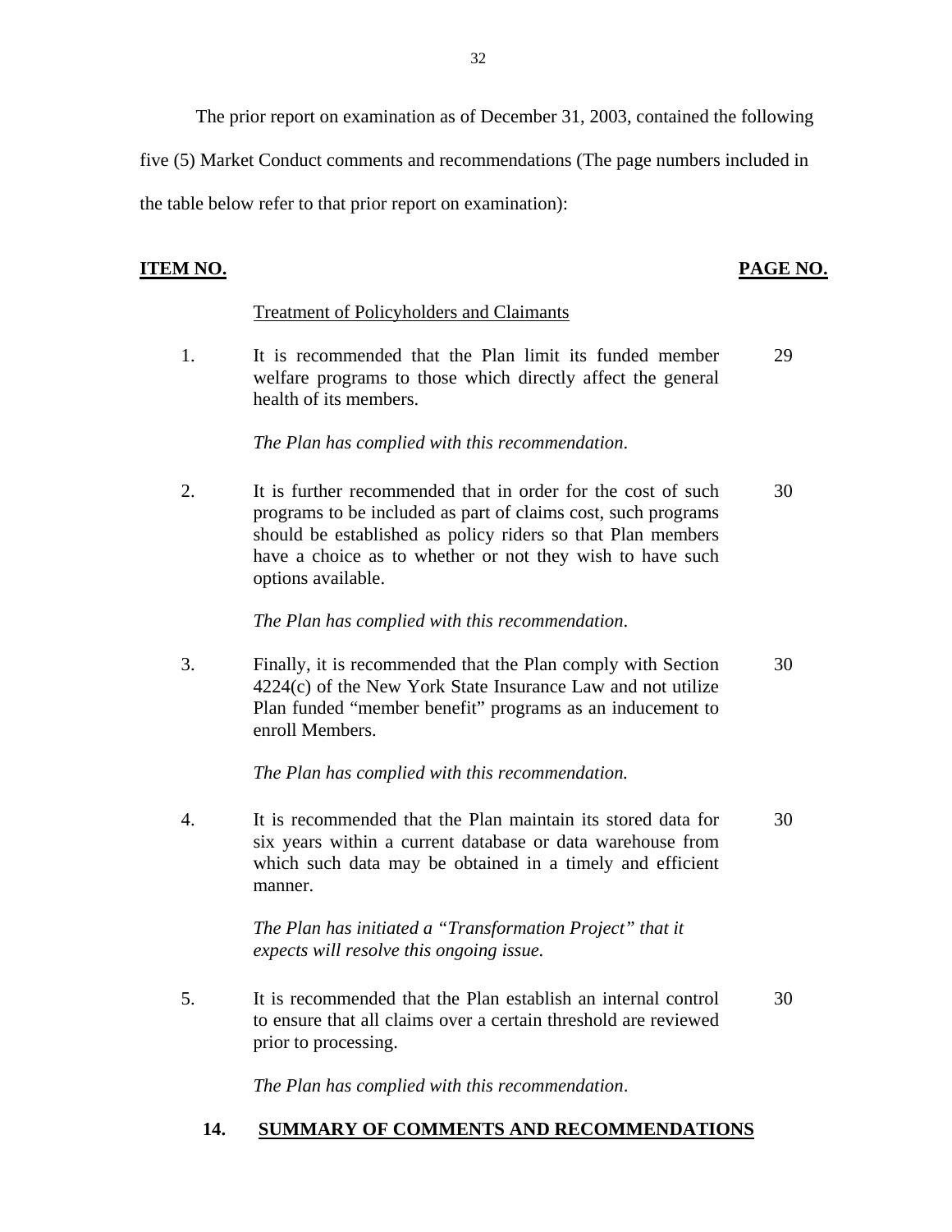The prior report on examination as of December 31, 2003, contained the following five (5) Market Conduct comments and recommendations (The page numbers included in the table below refer to that prior report on examination):

| ITEM NO. | | PAGE NO. |
|---|---|---|
| | Treatment of Policyholders and Claimants | |
| 1. | It is recommended that the Plan limit its funded member welfare programs to those which directly affect the general health of its members.<br><br>*The Plan has complied with this recommendation.* | 29 |
| 2. | It is further recommended that in order for the cost of such programs to be included as part of claims cost, such programs should be established as policy riders so that Plan members have a choice as to whether or not they wish to have such options available.<br><br>*The Plan has complied with this recommendation.* | 30 |
| 3. | Finally, it is recommended that the Plan comply with Section 4224(c) of the New York State Insurance Law and not utilize Plan funded "member benefit" programs as an inducement to enroll Members.<br><br>*The Plan has complied with this recommendation.* | 30 |
| 4. | It is recommended that the Plan maintain its stored data for six years within a current database or data warehouse from which such data may be obtained in a timely and efficient manner.<br><br>*The Plan has initiated a "Transformation Project" that it expects will resolve this ongoing issue.* | 30 |
| 5. | It is recommended that the Plan establish an internal control to ensure that all claims over a certain threshold are reviewed prior to processing.<br><br>*The Plan has complied with this recommendation.* | 30 |

## 14. SUMMARY OF COMMENTS AND RECOMMENDATIONS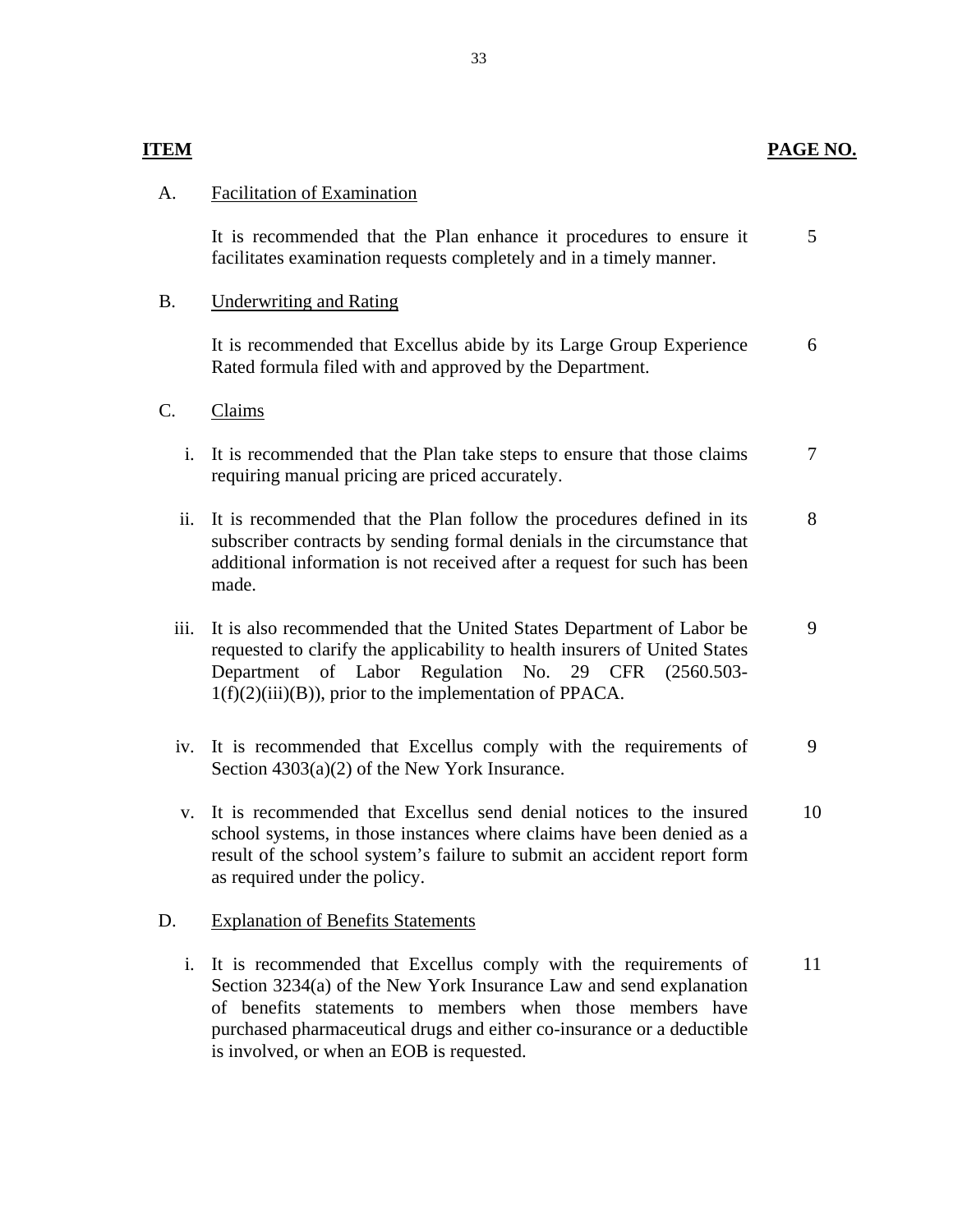| ITEM | | PAGE NO. |
|---|---|---|
| A. | Facilitation of Examination | |
| | It is recommended that the Plan enhance it procedures to ensure it facilitates examination requests completely and in a timely manner. | 5 |
| B. | Underwriting and Rating | |
| | It is recommended that Excellus abide by its Large Group Experience Rated formula filed with and approved by the Department. | 6 |
| C. | Claims | |
| i. | It is recommended that the Plan take steps to ensure that those claims requiring manual pricing are priced accurately. | 7 |
| ii. | It is recommended that the Plan follow the procedures defined in its subscriber contracts by sending formal denials in the circumstance that additional information is not received after a request for such has been made. | 8 |
| iii. | It is also recommended that the United States Department of Labor be requested to clarify the applicability to health insurers of United States Department of Labor Regulation No. 29 CFR (2560.503-1(f)(2)(iii)(B)), prior to the implementation of PPACA. | 9 |
| iv. | It is recommended that Excellus comply with the requirements of Section 4303(a)(2) of the New York Insurance. | 9 |
| v. | It is recommended that Excellus send denial notices to the insured school systems, in those instances where claims have been denied as a result of the school system's failure to submit an accident report form as required under the policy. | 10 |
| D. | Explanation of Benefits Statements | |
| i. | It is recommended that Excellus comply with the requirements of Section 3234(a) of the New York Insurance Law and send explanation of benefits statements to members when those members have purchased pharmaceutical drugs and either co-insurance or a deductible is involved, or when an EOB is requested. | 11 |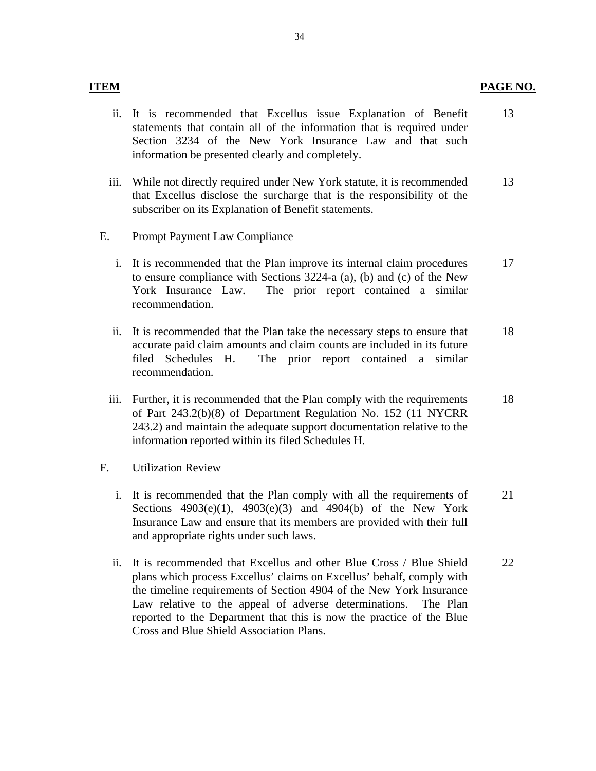| ITEM | | PAGE NO. |
|---|---|---|
| ii. | It is recommended that Excellus issue Explanation of Benefit statements that contain all of the information that is required under Section 3234 of the New York Insurance Law and that such information be presented clearly and completely. | 13 |
| iii. | While not directly required under New York statute, it is recommended that Excellus disclose the surcharge that is the responsibility of the subscriber on its Explanation of Benefit statements. | 13 |
| E. | Prompt Payment Law Compliance | |
| i. | It is recommended that the Plan improve its internal claim procedures to ensure compliance with Sections 3224-a (a), (b) and (c) of the New York Insurance Law. The prior report contained a similar recommendation. | 17 |
| ii. | It is recommended that the Plan take the necessary steps to ensure that accurate paid claim amounts and claim counts are included in its future filed Schedules H. The prior report contained a similar recommendation. | 18 |
| iii. | Further, it is recommended that the Plan comply with the requirements of Part 243.2(b)(8) of Department Regulation No. 152 (11 NYCRR 243.2) and maintain the adequate support documentation relative to the information reported within its filed Schedules H. | 18 |
| F. | Utilization Review | |
| i. | It is recommended that the Plan comply with all the requirements of Sections 4903(e)(1), 4903(e)(3) and 4904(b) of the New York Insurance Law and ensure that its members are provided with their full and appropriate rights under such laws. | 21 |
| ii. | It is recommended that Excellus and other Blue Cross / Blue Shield plans which process Excellus' claims on Excellus' behalf, comply with the timeline requirements of Section 4904 of the New York Insurance Law relative to the appeal of adverse determinations. The Plan reported to the Department that this is now the practice of the Blue Cross and Blue Shield Association Plans. | 22 |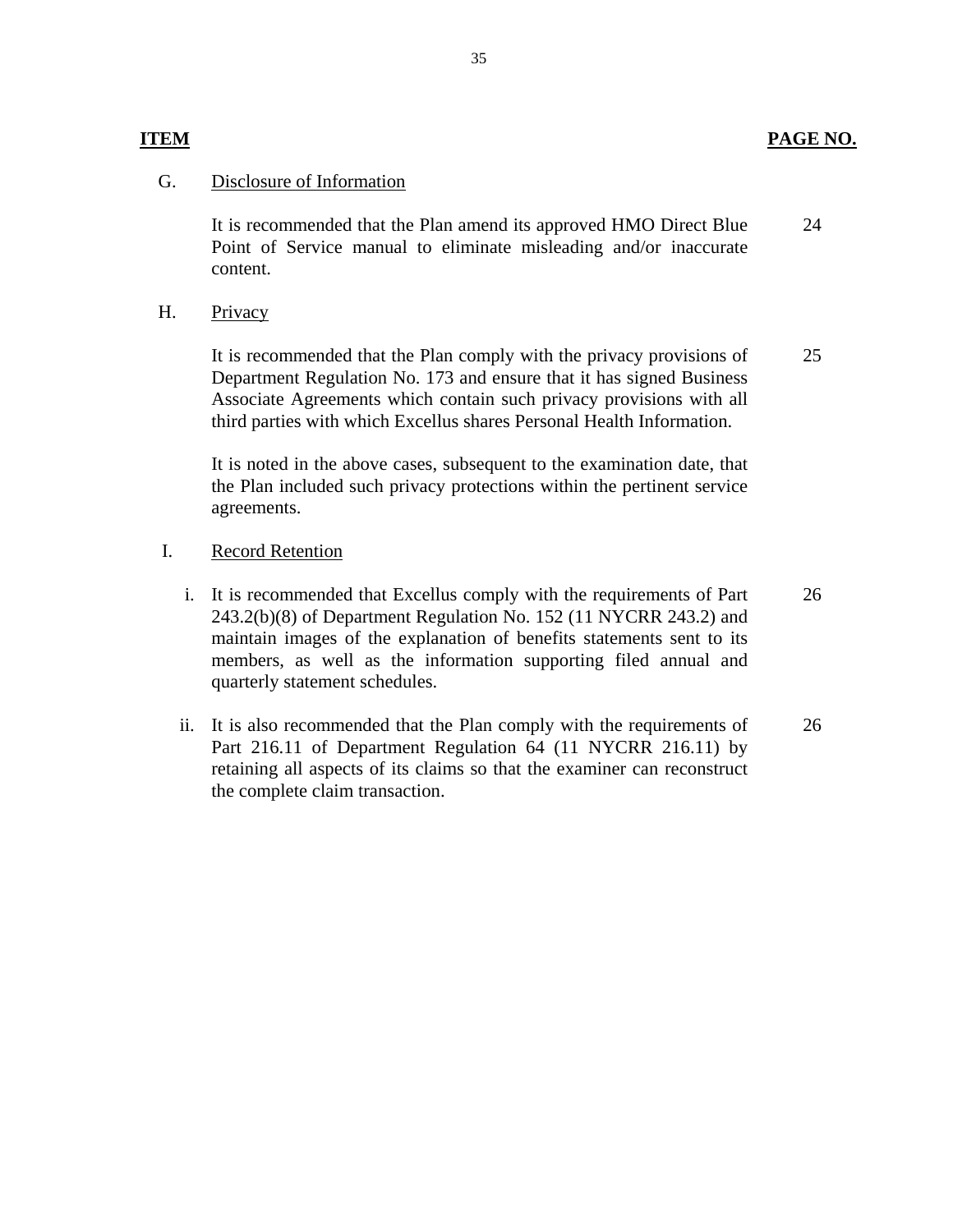| ITEM | | PAGE NO. |
|---|---|---|
| G. | Disclosure of Information | |
| | It is recommended that the Plan amend its approved HMO Direct Blue Point of Service manual to eliminate misleading and/or inaccurate content. | 24 |
| H. | Privacy | |
| | It is recommended that the Plan comply with the privacy provisions of Department Regulation No. 173 and ensure that it has signed Business Associate Agreements which contain such privacy provisions with all third parties with which Excellus shares Personal Health Information. | 25 |
| | It is noted in the above cases, subsequent to the examination date, that the Plan included such privacy protections within the pertinent service agreements. | |
| I. | Record Retention | |
| | i. It is recommended that Excellus comply with the requirements of Part 243.2(b)(8) of Department Regulation No. 152 (11 NYCRR 243.2) and maintain images of the explanation of benefits statements sent to its members, as well as the information supporting filed annual and quarterly statement schedules. | 26 |
| | ii. It is also recommended that the Plan comply with the requirements of Part 216.11 of Department Regulation 64 (11 NYCRR 216.11) by retaining all aspects of its claims so that the examiner can reconstruct the complete claim transaction. | 26 |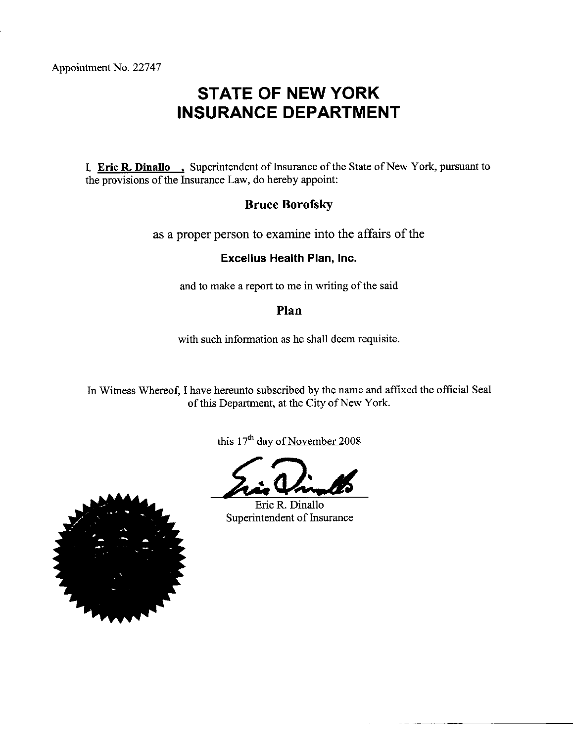Appointment No. 22747

# STATE OF NEW YORK
# INSURANCE DEPARTMENT

I, **Eric R. Dinallo** , Superintendent of Insurance of the State of New York, pursuant to the provisions of the Insurance Law, do hereby appoint:

**Bruce Borofsky**

as a proper person to examine into the affairs of the

**Excellus Health Plan, Inc.**

and to make a report to me in writing of the said

**Plan**

with such information as he shall deem requisite.

In Witness Whereof, I have hereunto subscribed by the name and affixed the official Seal of this Department, at the City of New York.

this 17th day of November 2008

Eric R. Dinallo
Superintendent of Insurance